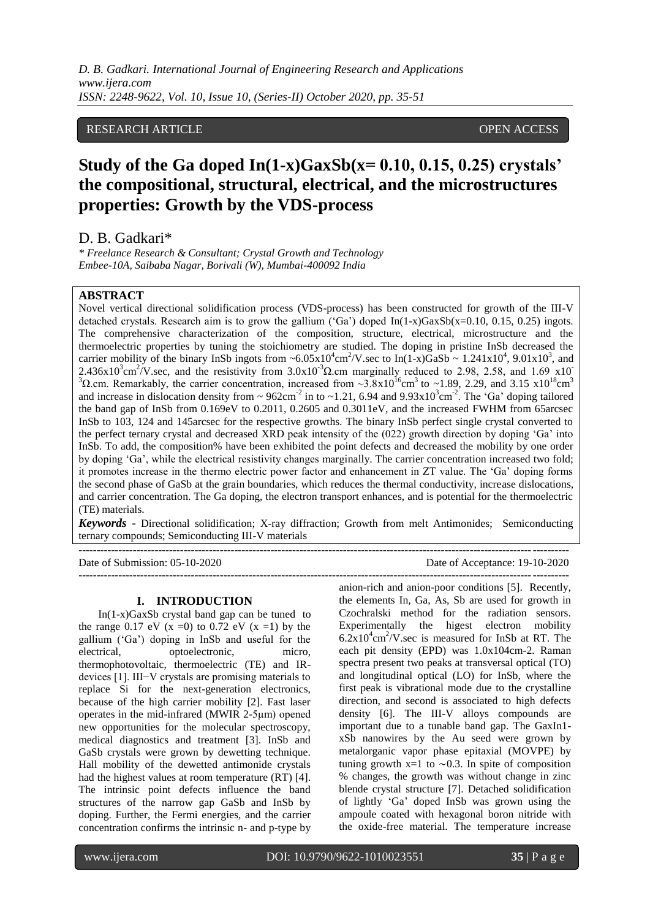RESEARCH ARTICLE OPEN ACCESS

# Study of the Ga doped In(1-x)GaxSb(x= 0.10, 0.15, 0.25) crystals' the compositional, structural, electrical, and the microstructures properties: Growth by the VDS-process

D. B. Gadkari*

*\* Freelance Research & Consultant; Crystal Growth and Technology Embee-10A, Saibaba Nagar, Borivali (W), Mumbai-400092 India*

## ABSTRACT

Novel vertical directional solidification process (VDS-process) has been constructed for growth of the III-V detached crystals. Research aim is to grow the gallium ('Ga') doped In(1-x)GaxSb(x=0.10, 0.15, 0.25) ingots. The comprehensive characterization of the composition, structure, electrical, microstructure and the thermoelectric properties by tuning the stoichiometry are studied. The doping in pristine InSb decreased the carrier mobility of the binary InSb ingots from $\sim 6.05\times10^4 cm^2/V.sec$ to In(1-x)GaSb $\sim 1.241\times10^4$, $9.01\times10^3$, and $2.436\times10^3 cm^2/V.sec$, and the resistivity from $3.0\times10^{-3}\Omega.cm$ marginally reduced to 2.98, 2.58, and 1.69 $\times10^{-3}\Omega.cm$. Remarkably, the carrier concentration, increased from $\sim 3.8\times10^{16} cm^3$ to ~1.89, 2.29, and 3.15 $\times10^{18} cm^3$ and increase in dislocation density from $\sim 962 cm^{-2}$ in to ~1.21, 6.94 and $9.93\times10^3 cm^{-2}$. The 'Ga' doping tailored the band gap of InSb from 0.169eV to 0.2011, 0.2605 and 0.3011eV, and the increased FWHM from 65arcsec InSb to 103, 124 and 145arcsec for the respective growths. The binary InSb perfect single crystal converted to the perfect ternary crystal and decreased XRD peak intensity of the (022) growth direction by doping 'Ga' into InSb. To add, the composition% have been exhibited the point defects and decreased the mobility by one order by doping 'Ga', while the electrical resistivity changes marginally. The carrier concentration increased two fold; it promotes increase in the thermo electric power factor and enhancement in ZT value. The 'Ga' doping forms the second phase of GaSb at the grain boundaries, which reduces the thermal conductivity, increase dislocations, and carrier concentration. The Ga doping, the electron transport enhances, and is potential for the thermoelectric (TE) materials.

***Keywords*** **-** Directional solidification; X-ray diffraction; Growth from melt Antimonides; Semiconducting ternary compounds; Semiconducting III-V materials

---

Date of Submission: 05-10-2020 Date of Acceptance: 19-10-2020

---

## I. INTRODUCTION

In(1-x)GaxSb crystal band gap can be tuned to the range 0.17 eV ($x = 0$) to 0.72 eV ($x = 1$) by the gallium ('Ga') doping in InSb and useful for the electrical, optoelectronic, micro, thermophotovoltaic, thermoelectric (TE) and IR-devices [1]. III−V crystals are promising materials to replace Si for the next-generation electronics, because of the high carrier mobility [2]. Fast laser operates in the mid-infrared (MWIR 2-5μm) opened new opportunities for the molecular spectroscopy, medical diagnostics and treatment [3]. InSb and GaSb crystals were grown by dewetting technique. Hall mobility of the dewetted antimonide crystals had the highest values at room temperature (RT) [4]. The intrinsic point defects influence the band structures of the narrow gap GaSb and InSb by doping. Further, the Fermi energies, and the carrier concentration confirms the intrinsic n- and p-type by anion-rich and anion-poor conditions [5]. Recently, the elements In, Ga, As, Sb are used for growth in Czochralski method for the radiation sensors. Experimentally the higest electron mobility $6.2\times10^4 cm^2/V.sec$ is measured for InSb at RT. The each pit density (EPD) was 1.0x104cm-2. Raman spectra present two peaks at transversal optical (TO) and longitudinal optical (LO) for InSb, where the first peak is vibrational mode due to the crystalline direction, and second is associated to high defects density [6]. The III-V alloys compounds are important due to a tunable band gap. The GaxIn1-xSb nanowires by the Au seed were grown by metalorganic vapor phase epitaxial (MOVPE) by tuning growth x=1 to ∼0.3. In spite of composition % changes, the growth was without change in zinc blende crystal structure [7]. Detached solidification of lightly 'Ga' doped InSb was grown using the ampoule coated with hexagonal boron nitride with the oxide-free material. The temperature increase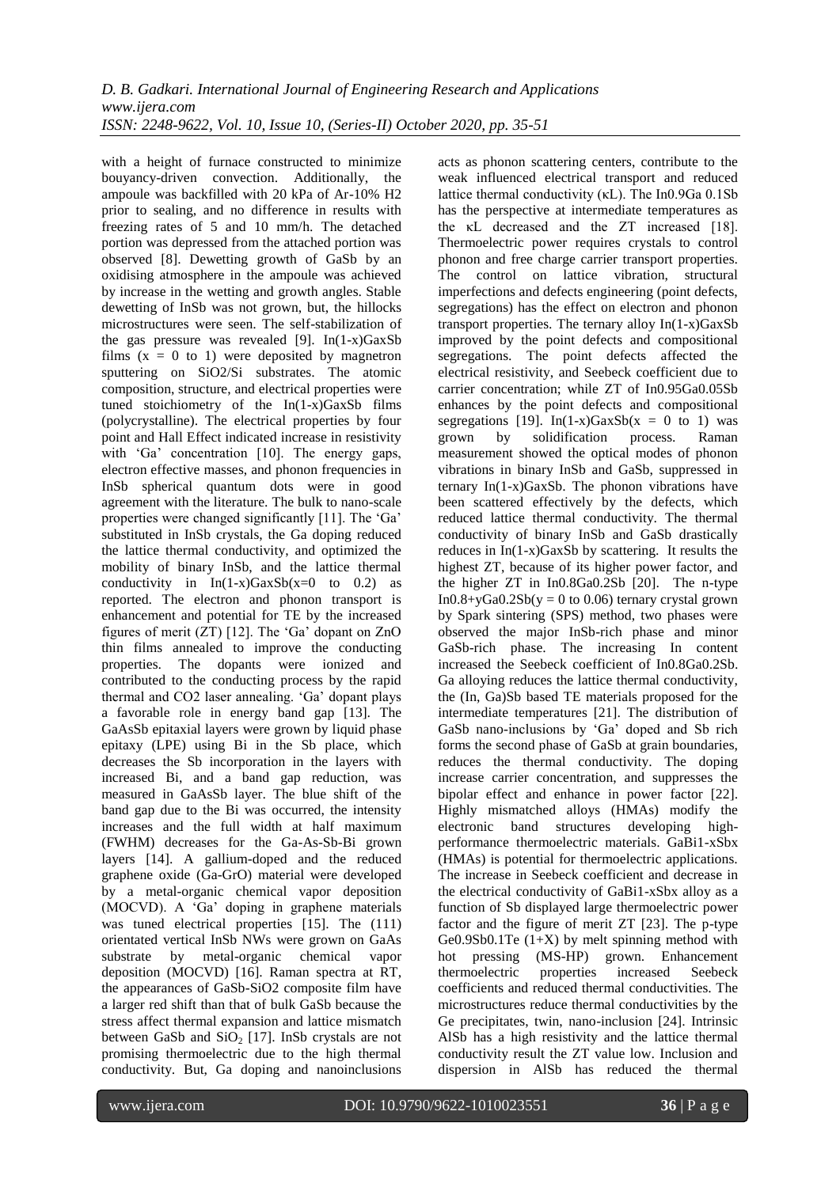with a height of furnace constructed to minimize bouyancy-driven convection. Additionally, the ampoule was backfilled with 20 kPa of Ar-10% $H_2$ prior to sealing, and no difference in results with freezing rates of 5 and 10 mm/h. The detached portion was depressed from the attached portion was observed [8]. Dewetting growth of GaSb by an oxidising atmosphere in the ampoule was achieved by increase in the wetting and growth angles. Stable dewetting of InSb was not grown, but, the hillocks microstructures were seen. The self-stabilization of the gas pressure was revealed [9]. $In_{(1-x)}Ga_xSb$ films ($x = 0$ to 1) were deposited by magnetron sputtering on $SiO_2/Si$ substrates. The atomic composition, structure, and electrical properties were tuned stoichiometry of the $In_{(1-x)}Ga_xSb$ films (polycrystalline). The electrical properties by four point and Hall Effect indicated increase in resistivity with 'Ga' concentration [10]. The energy gaps, electron effective masses, and phonon frequencies in InSb spherical quantum dots were in good agreement with the literature. The bulk to nano-scale properties were changed significantly [11]. The 'Ga' substituted in InSb crystals, the Ga doping reduced the lattice thermal conductivity, and optimized the mobility of binary InSb, and the lattice thermal conductivity in $In_{(1-x)}Ga_xSb$($x$=0 to 0.2) as reported. The electron and phonon transport is enhancement and potential for TE by the increased figures of merit (ZT) [12]. The 'Ga' dopant on ZnO thin films annealed to improve the conducting properties. The dopants were ionized and contributed to the conducting process by the rapid thermal and $CO_2$ laser annealing. 'Ga' dopant plays a favorable role in energy band gap [13]. The GaAsSb epitaxial layers were grown by liquid phase epitaxy (LPE) using Bi in the Sb place, which decreases the Sb incorporation in the layers with increased Bi, and a band gap reduction, was measured in GaAsSb layer. The blue shift of the band gap due to the Bi was occurred, the intensity increases and the full width at half maximum (FWHM) decreases for the Ga-As-Sb-Bi grown layers [14]. A gallium-doped and the reduced graphene oxide (Ga-GrO) material were developed by a metal-organic chemical vapor deposition (MOCVD). A 'Ga' doping in graphene materials was tuned electrical properties [15]. The (111) orientated vertical InSb NWs were grown on GaAs substrate by metal-organic chemical vapor deposition (MOCVD) [16]. Raman spectra at RT, the appearances of GaSb-$SiO_2$ composite film have a larger red shift than that of bulk GaSb because the stress affect thermal expansion and lattice mismatch between GaSb and $SiO_2$ [17]. InSb crystals are not promising thermoelectric due to the high thermal conductivity. But, Ga doping and nanoinclusions acts as phonon scattering centers, contribute to the weak influenced electrical transport and reduced lattice thermal conductivity ($\kappa_L$). The $In_{0.9}Ga_{0.1}Sb$ has the perspective at intermediate temperatures as the $\kappa_L$ decreased and the ZT increased [18]. Thermoelectric power requires crystals to control phonon and free charge carrier transport properties. The control on lattice vibration, structural imperfections and defects engineering (point defects, segregations) has the effect on electron and phonon transport properties. The ternary alloy $In_{(1-x)}Ga_xSb$ improved by the point defects and compositional segregations. The point defects affected the electrical resistivity, and Seebeck coefficient due to carrier concentration; while ZT of $In_{0.95}Ga_{0.05}Sb$ enhances by the point defects and compositional segregations [19]. $In_{(1-x)}Ga_xSb$($x = 0$ to 1) was grown by solidification process. Raman measurement showed the optical modes of phonon vibrations in binary InSb and GaSb, suppressed in ternary $In_{(1-x)}Ga_xSb$. The phonon vibrations have been scattered effectively by the defects, which reduced lattice thermal conductivity. The thermal conductivity of binary InSb and GaSb drastically reduces in $In_{(1-x)}Ga_xSb$ by scattering. It results the highest ZT, because of its higher power factor, and the higher ZT in $In_{0.8}Ga_{0.2}Sb$ [20]. The n-type $In_{0.8+y}Ga_{0.2}Sb$($y = 0$ to 0.06) ternary crystal grown by Spark sintering (SPS) method, two phases were observed the major InSb-rich phase and minor GaSb-rich phase. The increasing In content increased the Seebeck coefficient of $In_{0.8}Ga_{0.2}Sb$. Ga alloying reduces the lattice thermal conductivity, the (In, Ga)Sb based TE materials proposed for the intermediate temperatures [21]. The distribution of GaSb nano-inclusions by 'Ga' doped and Sb rich forms the second phase of GaSb at grain boundaries, reduces the thermal conductivity. The doping increase carrier concentration, and suppresses the bipolar effect and enhance in power factor [22]. Highly mismatched alloys (HMAs) modify the electronic band structures developing high-performance thermoelectric materials. $GaBi_{1-x}Sb_x$ (HMAs) is potential for thermoelectric applications. The increase in Seebeck coefficient and decrease in the electrical conductivity of $GaBi_{1-x}Sb_x$ alloy as a function of Sb displayed large thermoelectric power factor and the figure of merit ZT [23]. The p-type $Ge_{0.9}Sb_{0.1}Te$ (1+X) by melt spinning method with hot pressing (MS-HP) grown. Enhancement thermoelectric properties increased Seebeck coefficients and reduced thermal conductivities. The microstructures reduce thermal conductivities by the Ge precipitates, twin, nano-inclusion [24]. Intrinsic AlSb has a high resistivity and the lattice thermal conductivity result the ZT value low. Inclusion and dispersion in AlSb has reduced the thermal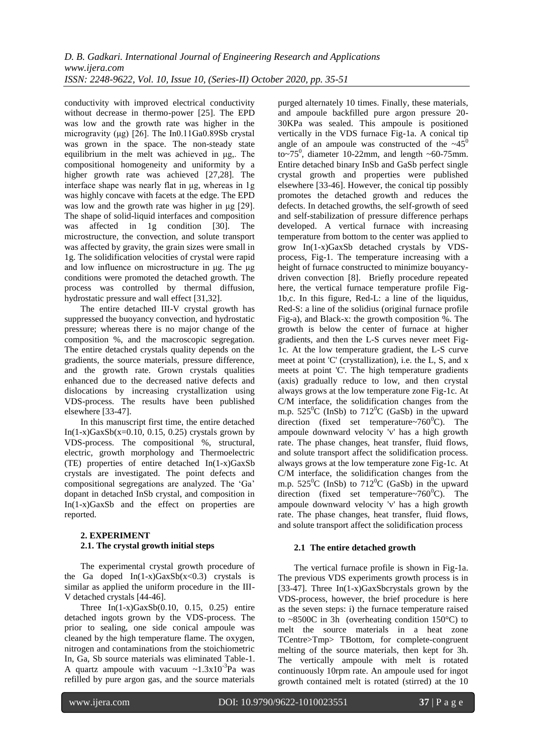conductivity with improved electrical conductivity without decrease in thermo-power [25]. The EPD was low and the growth rate was higher in the microgravity (μg) [26]. The $In_{0.11}Ga_{0.89}Sb$ crystal was grown in the space. The non-steady state equilibrium in the melt was achieved in μg,. The compositional homogeneity and uniformity by a higher growth rate was achieved [27,28]. The interface shape was nearly flat in μg, whereas in 1g was highly concave with facets at the edge. The EPD was low and the growth rate was higher in μg [29]. The shape of solid-liquid interfaces and composition was affected in 1g condition [30]. The microstructure, the convection, and solute transport was affected by gravity, the grain sizes were small in 1g. The solidification velocities of crystal were rapid and low influence on microstructure in μg. The μg conditions were promoted the detached growth. The process was controlled by thermal diffusion, hydrostatic pressure and wall effect [31,32].

The entire detached III-V crystal growth has suppressed the buoyancy convection, and hydrostatic pressure; whereas there is no major change of the composition %, and the macroscopic segregation. The entire detached crystals quality depends on the gradients, the source materials, pressure difference, and the growth rate. Grown crystals qualities enhanced due to the decreased native defects and dislocations by increasing crystallization using VDS-process. The results have been published elsewhere [33-47].

In this manuscript first time, the entire detached $In_{(1-x)}Ga_xSb$($x$=0.10, 0.15, 0.25) crystals grown by VDS-process. The compositional %, structural, electric, growth morphology and Thermoelectric (TE) properties of entire detached $In_{(1-x)}Ga_xSb$ crystals are investigated. The point defects and compositional segregations are analyzed. The 'Ga' dopant in detached InSb crystal, and composition in $In_{(1-x)}Ga_xSb$ and the effect on properties are reported.

## 2. EXPERIMENT

### 2.1. The crystal growth initial steps

The experimental crystal growth procedure of the Ga doped $In_{(1-x)}Ga_xSb$($x$<0.3) crystals is similar as applied the uniform procedure in the III-V detached crystals [44-46].

Three $In_{(1-x)}Ga_xSb$(0.10, 0.15, 0.25) entire detached ingots grown by the VDS-process. The prior to sealing, one side conical ampoule was cleaned by the high temperature flame. The oxygen, nitrogen and contaminations from the stoichiometric In, Ga, Sb source materials was eliminated Table-1. A quartz ampoule with vacuum ~$1.3\times10^{-3}$Pa was refilled by pure argon gas, and the source materials purged alternately 10 times. Finally, these materials, and ampoule backfilled pure argon pressure 20-30KPa was sealed. This ampoule is positioned vertically in the VDS furnace Fig-1a. A conical tip angle of an ampoule was constructed of the ~$45^0$ to~$75^0$, diameter 10-22mm, and length ~60-75mm. Entire detached binary InSb and GaSb perfect single crystal growth and properties were published elsewhere [33-46]. However, the conical tip possibly promotes the detached growth and reduces the defects. In detached growths, the self-growth of seed and self-stabilization of pressure difference perhaps developed. A vertical furnace with increasing temperature from bottom to the center was applied to grow $In_{(1-x)}Ga_xSb$ detached crystals by VDS-process, Fig-1. The temperature increasing with a height of furnace constructed to minimize bouyancy-driven convection [8]. Briefly procedure repeated here, the vertical furnace temperature profile Fig-1b,c. In this figure, Red-L: a line of the liquidus, Red-S: a line of the solidius (original furnace profile Fig-a), and Black-x: the growth composition %. The growth is below the center of furnace at higher gradients, and then the L-S curves never meet Fig-1c. At the low temperature gradient, the L-S curve meet at point 'C' (crystallization), i.e. the L, S, and x meets at point 'C'. The high temperature gradients (axis) gradually reduce to low, and then crystal always grows at the low temperature zone Fig-1c. At C/M interface, the solidification changes from the m.p. $525^0$C (InSb) to $712^0$C (GaSb) in the upward direction (fixed set temperature~$760^0$C). The ampoule downward velocity 'v' has a high growth rate. The phase changes, heat transfer, fluid flows, and solute transport affect the solidification process. always grows at the low temperature zone Fig-1c. At C/M interface, the solidification changes from the m.p. $525^0$C (InSb) to $712^0$C (GaSb) in the upward direction (fixed set temperature~$760^0$C). The ampoule downward velocity 'v' has a high growth rate. The phase changes, heat transfer, fluid flows, and solute transport affect the solidification process

### 2.1 The entire detached growth

The vertical furnace profile is shown in Fig-1a. The previous VDS experiments growth process is in [33-47]. Three $In_{(1-x)}Ga_xSb$crystals grown by the VDS-process, however, the brief procedure is here as the seven steps: i) the furnace temperature raised to ~8500C in 3h (overheating condition 150°C) to melt the source materials in a heat zone TCentre>Tmp> TBottom, for complete-congruent melting of the source materials, then kept for 3h. The vertically ampoule with melt is rotated continuously 10rpm rate. An ampoule used for ingot growth contained melt is rotated (stirred) at the 10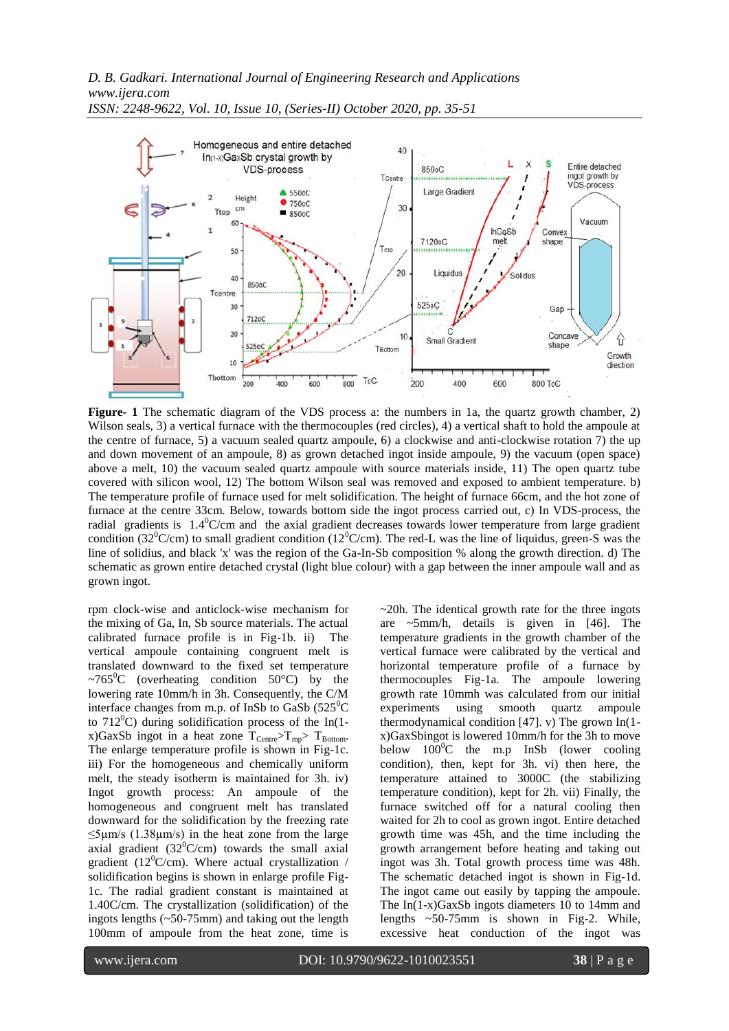**Figure- 1** The schematic diagram of the VDS process a: the numbers in 1a, the quartz growth chamber, 2) Wilson seals, 3) a vertical furnace with the thermocouples (red circles), 4) a vertical shaft to hold the ampoule at the centre of furnace, 5) a vacuum sealed quartz ampoule, 6) a clockwise and anti-clockwise rotation 7) the up and down movement of an ampoule, 8) as grown detached ingot inside ampoule, 9) the vacuum (open space) above a melt, 10) the vacuum sealed quartz ampoule with source materials inside, 11) The open quartz tube covered with silicon wool, 12) The bottom Wilson seal was removed and exposed to ambient temperature. b) The temperature profile of furnace used for melt solidification. The height of furnace 66cm, and the hot zone of furnace at the centre 33cm. Below, towards bottom side the ingot process carried out, c) In VDS-process, the radial gradients is $1.4^0$C/cm and the axial gradient decreases towards lower temperature from large gradient condition ($32^0$C/cm) to small gradient condition ($12^0$C/cm). The red-L was the line of liquidus, green-S was the line of solidus, and black 'x' was the region of the Ga-In-Sb composition % along the growth direction. d) The schematic as grown entire detached crystal (light blue colour) with a gap between the inner ampoule wall and as grown ingot.

rpm clock-wise and anticlock-wise mechanism for the mixing of Ga, In, Sb source materials. The actual calibrated furnace profile is in Fig-1b. ii) The vertical ampoule containing congruent melt is translated downward to the fixed set temperature ~$765^0$C (overheating condition 50°C) by the lowering rate 10mm/h in 3h. Consequently, the C/M interface changes from m.p. of InSb to GaSb ($525^0$C to $712^0$C) during solidification process of the In(1-x)GaxSb ingot in a heat zone $T_{Centre}$>$T_{mp}$> $T_{Bottom}$. The enlarge temperature profile is shown in Fig-1c. iii) For the homogeneous and chemically uniform melt, the steady isotherm is maintained for 3h. iv) Ingot growth process: An ampoule of the homogeneous and congruent melt has translated downward for the solidification by the freezing rate ≤5μm/s (1.38μm/s) in the heat zone from the large axial gradient ($32^0$C/cm) towards the small axial gradient ($12^0$C/cm). Where actual crystallization / solidification begins is shown in enlarge profile Fig-1c. The radial gradient constant is maintained at 1.40C/cm. The crystallization (solidification) of the ingots lengths (~50-75mm) and taking out the length 100mm of ampoule from the heat zone, time is ~20h. The identical growth rate for the three ingots are ~5mm/h, details is given in [46]. The temperature gradients in the growth chamber of the vertical furnace were calibrated by the vertical and horizontal temperature profile of a furnace by thermocouples Fig-1a. The ampoule lowering growth rate 10mmh was calculated from our initial experiments using smooth quartz ampoule thermodynamical condition [47]. v) The grown In(1-x)GaxSbingot is lowered 10mm/h for the 3h to move below $100^0$C the m.p InSb (lower cooling condition), then, kept for 3h. vi) then here, the temperature attained to 3000C (the stabilizing temperature condition), kept for 2h. vii) Finally, the furnace switched off for a natural cooling then waited for 2h to cool as grown ingot. Entire detached growth time was 45h, and the time including the growth arrangement before heating and taking out ingot was 3h. Total growth process time was 48h. The schematic detached ingot is shown in Fig-1d. The ingot came out easily by tapping the ampoule. The In(1-x)GaxSb ingots diameters 10 to 14mm and lengths ~50-75mm is shown in Fig-2. While, excessive heat conduction of the ingot was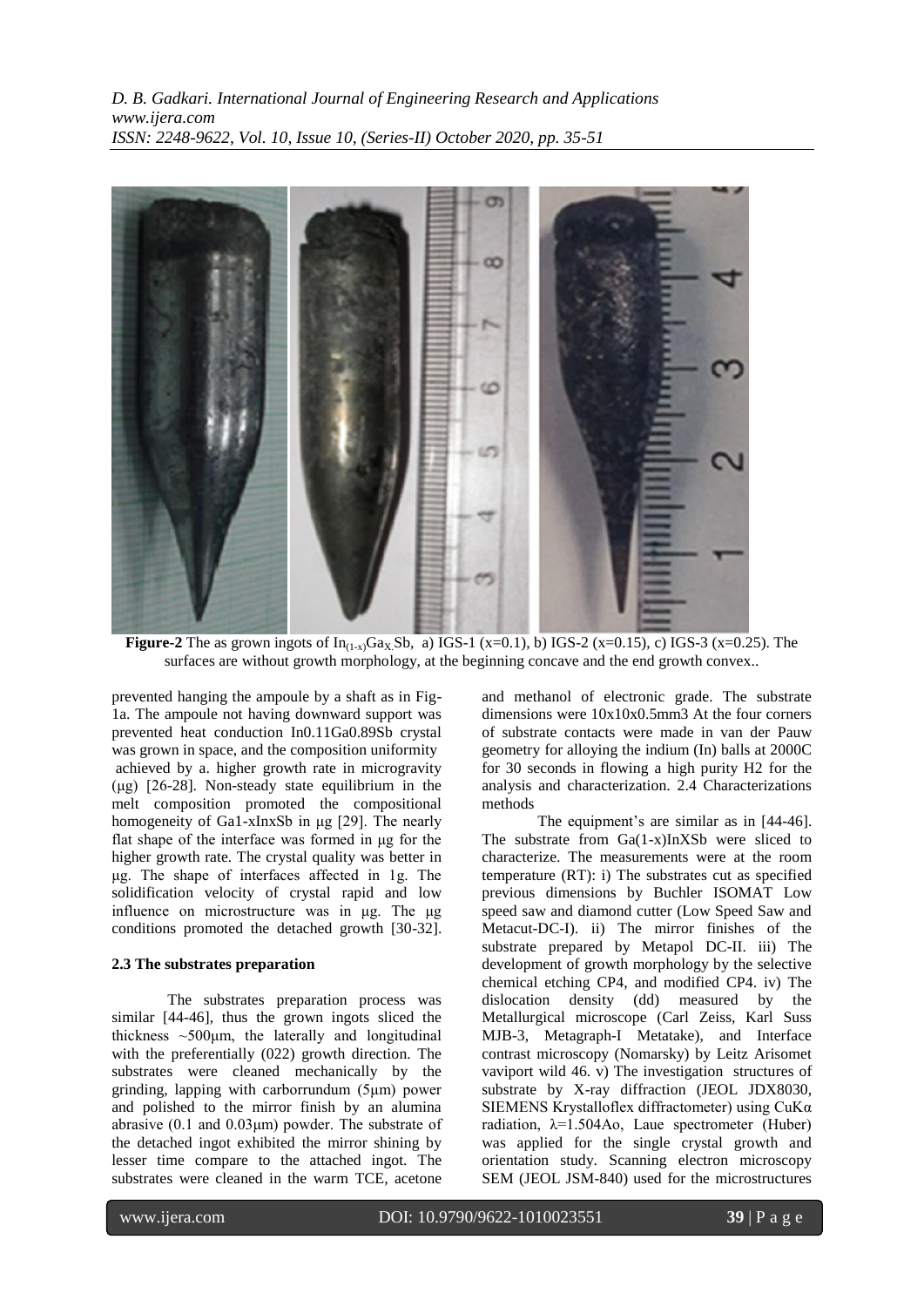**Figure-2** The as grown ingots of $In_{(1-x)}Ga_XSb$, a) IGS-1 (x=0.1), b) IGS-2 (x=0.15), c) IGS-3 (x=0.25). The surfaces are without growth morphology, at the beginning concave and the end growth convex..

prevented hanging the ampoule by a shaft as in Fig-1a. The ampoule not having downward support was prevented heat conduction $In_{0.11}Ga_{0.89}Sb$ crystal was grown in space, and the composition uniformity achieved by a. higher growth rate in microgravity (μg) [26-28]. Non-steady state equilibrium in the melt composition promoted the compositional homogeneity of $Ga_{1-x}In_xSb$ in μg [29]. The nearly flat shape of the interface was formed in μg for the higher growth rate. The crystal quality was better in μg. The shape of interfaces affected in 1g. The solidification velocity of crystal rapid and low influence on microstructure was in μg. The μg conditions promoted the detached growth [30-32].

### 2.3 The substrates preparation

The substrates preparation process was similar [44-46], thus the grown ingots sliced the thickness ~500μm, the laterally and longitudinal with the preferentially (022) growth direction. The substrates were cleaned mechanically by the grinding, lapping with carborrundum (5μm) power and polished to the mirror finish by an alumina abrasive (0.1 and 0.03μm) powder. The substrate of the detached ingot exhibited the mirror shining by lesser time compare to the attached ingot. The substrates were cleaned in the warm TCE, acetone and methanol of electronic grade. The substrate dimensions were 10x10x0.5mm3 At the four corners of substrate contacts were made in van der Pauw geometry for alloying the indium (In) balls at 2000C for 30 seconds in flowing a high purity $H_2$ for the analysis and characterization. 2.4 Characterizations methods

The equipment's are similar as in [44-46]. The substrate from $Ga_{(1-x)}In_XSb$ were sliced to characterize. The measurements were at the room temperature (RT): i) The substrates cut as specified previous dimensions by Buchler ISOMAT Low speed saw and diamond cutter (Low Speed Saw and Metacut-DC-I). ii) The mirror finishes of the substrate prepared by Metapol DC-II. iii) The development of growth morphology by the selective chemical etching CP4, and modified CP4. iv) The dislocation density (dd) measured by the Metallurgical microscope (Carl Zeiss, Karl Suss MJB-3, Metagraph-I Metatake), and Interface contrast microscopy (Nomarsky) by Leitz Arisomet vaviport wild 46. v) The investigation structures of substrate by X-ray diffraction (JEOL JDX8030, SIEMENS Krystalloflex diffractometer) using CuKα radiation, λ=1.504Ao, Laue spectrometer (Huber) was applied for the single crystal growth and orientation study. Scanning electron microscopy SEM (JEOL JSM-840) used for the microstructures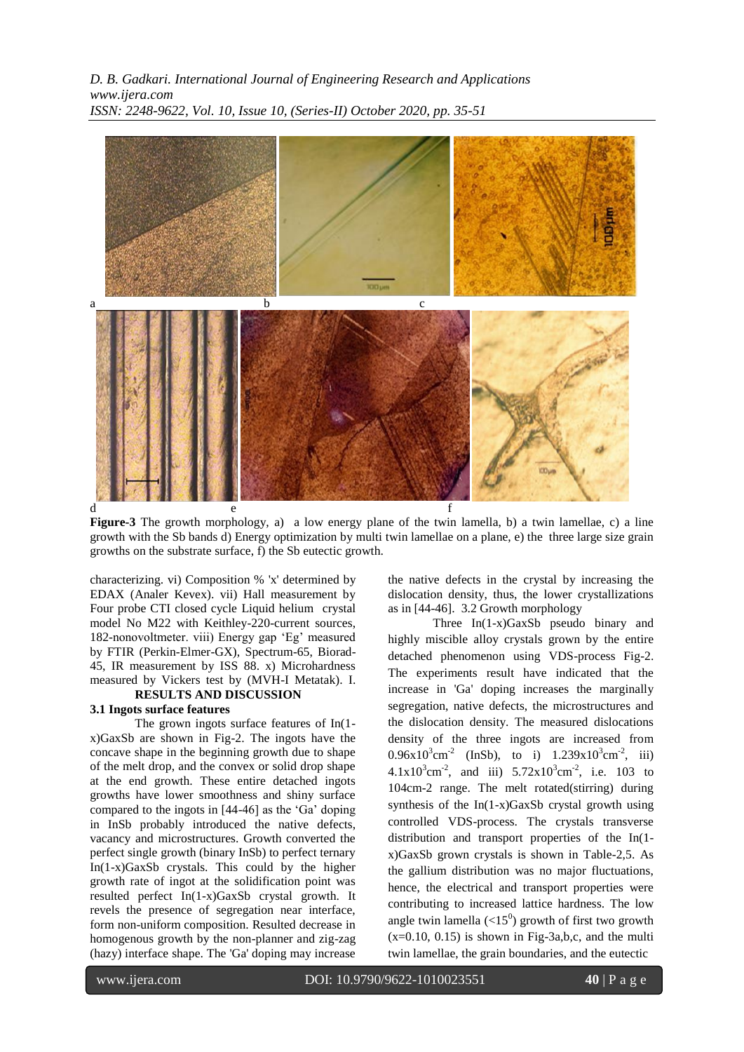**Figure-3** The growth morphology, a) a low energy plane of the twin lamella, b) a twin lamellae, c) a line growth with the Sb bands d) Energy optimization by multi twin lamellae on a plane, e) the three large size grain growths on the substrate surface, f) the Sb eutectic growth.

characterizing. vi) Composition % 'x' determined by EDAX (Analer Kevex). vii) Hall measurement by Four probe CTI closed cycle Liquid helium crystal model No M22 with Keithley-220-current sources, 182-nonovoltmeter. viii) Energy gap 'Eg' measured by FTIR (Perkin-Elmer-GX), Spectrum-65, Biorad-45, IR measurement by ISS 88. x) Microhardness measured by Vickers test by (MVH-I Metatak). I.

## RESULTS AND DISCUSSION

### 3.1 Ingots surface features

The grown ingots surface features of In(1-x)GaxSb are shown in Fig-2. The ingots have the concave shape in the beginning growth due to shape of the melt drop, and the convex or solid drop shape at the end growth. These entire detached ingots growths have lower smoothness and shiny surface compared to the ingots in [44-46] as the 'Ga' doping in InSb probably introduced the native defects, vacancy and microstructures. Growth converted the perfect single growth (binary InSb) to perfect ternary In(1-x)GaxSb crystals. This could by the higher growth rate of ingot at the solidification point was resulted perfect In(1-x)GaxSb crystal growth. It revels the presence of segregation near interface, form non-uniform composition. Resulted decrease in homogenous growth by the non-planner and zig-zag (hazy) interface shape. The 'Ga' doping may increase the native defects in the crystal by increasing the dislocation density, thus, the lower crystallizations as in [44-46]. 3.2 Growth morphology

Three In(1-x)GaxSb pseudo binary and highly miscible alloy crystals grown by the entire detached phenomenon using VDS-process Fig-2. The experiments result have indicated that the increase in 'Ga' doping increases the marginally segregation, native defects, the microstructures and the dislocation density. The measured dislocations density of the three ingots are increased from $0.96\text{x}10^3\text{cm}^{-2}$ (InSb), to i) $1.239\text{x}10^3\text{cm}^{-2}$, iii) $4.1\text{x}10^3\text{cm}^{-2}$, and iii) $5.72\text{x}10^3\text{cm}^{-2}$, i.e. 103 to 104cm-2 range. The melt rotated(stirring) during synthesis of the In(1-x)GaxSb crystal growth using controlled VDS-process. The crystals transverse distribution and transport properties of the In(1-x)GaxSb grown crystals is shown in Table-2,5. As the gallium distribution was no major fluctuations, hence, the electrical and transport properties were contributing to increased lattice hardness. The low angle twin lamella ($<15^0$) growth of first two growth (x=0.10, 0.15) is shown in Fig-3a,b,c, and the multi twin lamellae, the grain boundaries, and the eutectic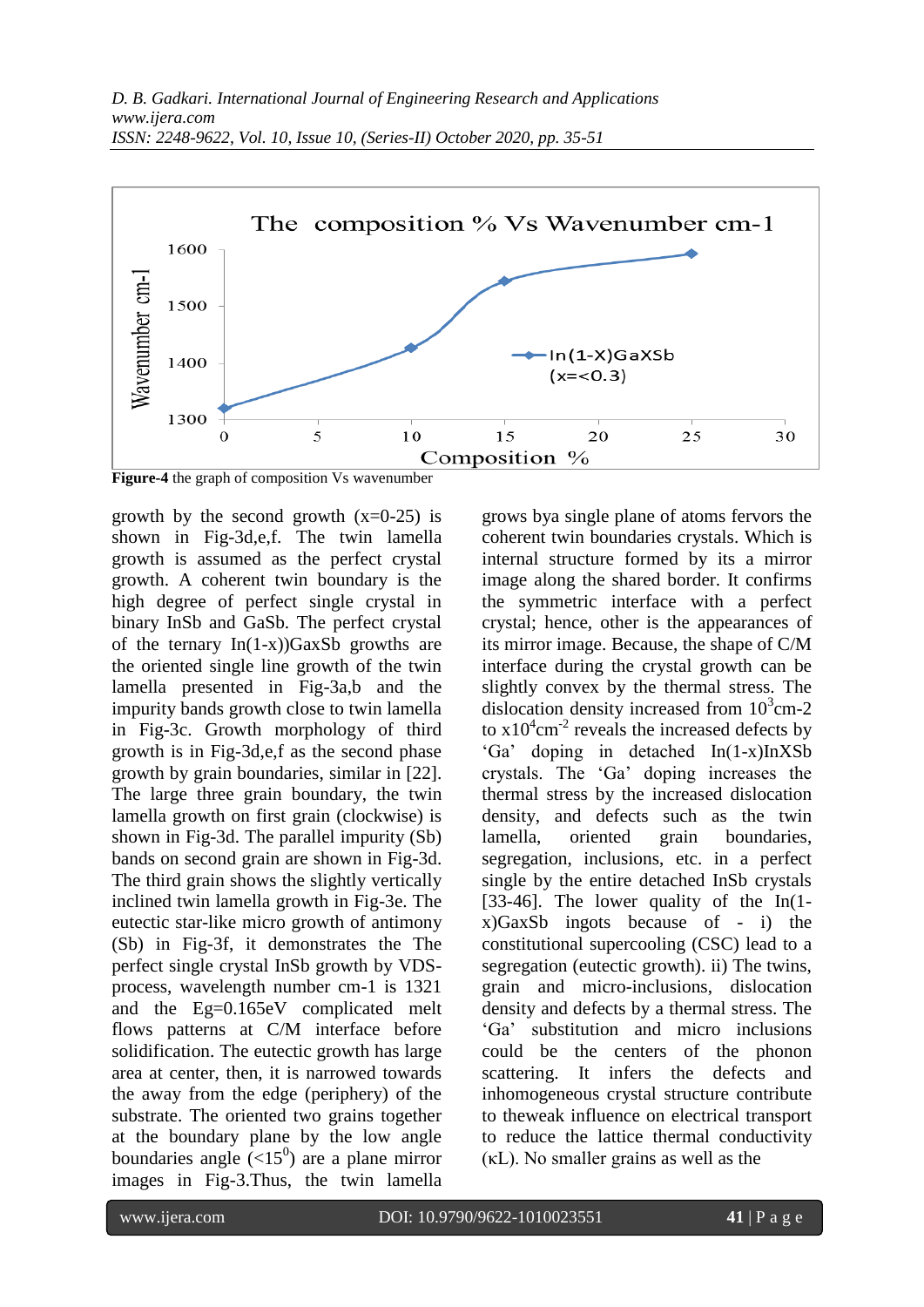**Figure-4** the graph of composition Vs wavenumber

growth by the second growth (x=0-25) is shown in Fig-3d,e,f. The twin lamella growth is assumed as the perfect crystal growth. A coherent twin boundary is the high degree of perfect single crystal in binary InSb and GaSb. The perfect crystal of the ternary In(1-x))GaxSb growths are the oriented single line growth of the twin lamella presented in Fig-3a,b and the impurity bands growth close to twin lamella in Fig-3c. Growth morphology of third growth is in Fig-3d,e,f as the second phase growth by grain boundaries, similar in [22]. The large three grain boundary, the twin lamella growth on first grain (clockwise) is shown in Fig-3d. The parallel impurity (Sb) bands on second grain are shown in Fig-3d. The third grain shows the slightly vertically inclined twin lamella growth in Fig-3e. The eutectic star-like micro growth of antimony (Sb) in Fig-3f, it demonstrates the The perfect single crystal InSb growth by VDS-process, wavelength number cm-1 is 1321 and the Eg=0.165eV complicated melt flows patterns at C/M interface before solidification. The eutectic growth has large area at center, then, it is narrowed towards the away from the edge (periphery) of the substrate. The oriented two grains together at the boundary plane by the low angle boundaries angle ($<15^0$) are a plane mirror images in Fig-3.Thus, the twin lamella grows bya single plane of atoms fervors the coherent twin boundaries crystals. Which is internal structure formed by its a mirror image along the shared border. It confirms the symmetric interface with a perfect crystal; hence, other is the appearances of its mirror image. Because, the shape of C/M interface during the crystal growth can be slightly convex by the thermal stress. The dislocation density increased from $10^3$cm-2 to x$10^4$cm$^{-2}$ reveals the increased defects by 'Ga' doping in detached In(1-x)InXSb crystals. The 'Ga' doping increases the thermal stress by the increased dislocation density, and defects such as the twin lamella, oriented grain boundaries, segregation, inclusions, etc. in a perfect single by the entire detached InSb crystals [33-46]. The lower quality of the In(1-x)GaxSb ingots because of - i) the constitutional supercooling (CSC) lead to a segregation (eutectic growth). ii) The twins, grain and micro-inclusions, dislocation density and defects by a thermal stress. The 'Ga' substitution and micro inclusions could be the centers of the phonon scattering. It infers the defects and inhomogeneous crystal structure contribute to theweak influence on electrical transport to reduce the lattice thermal conductivity (κL). No smaller grains as well as the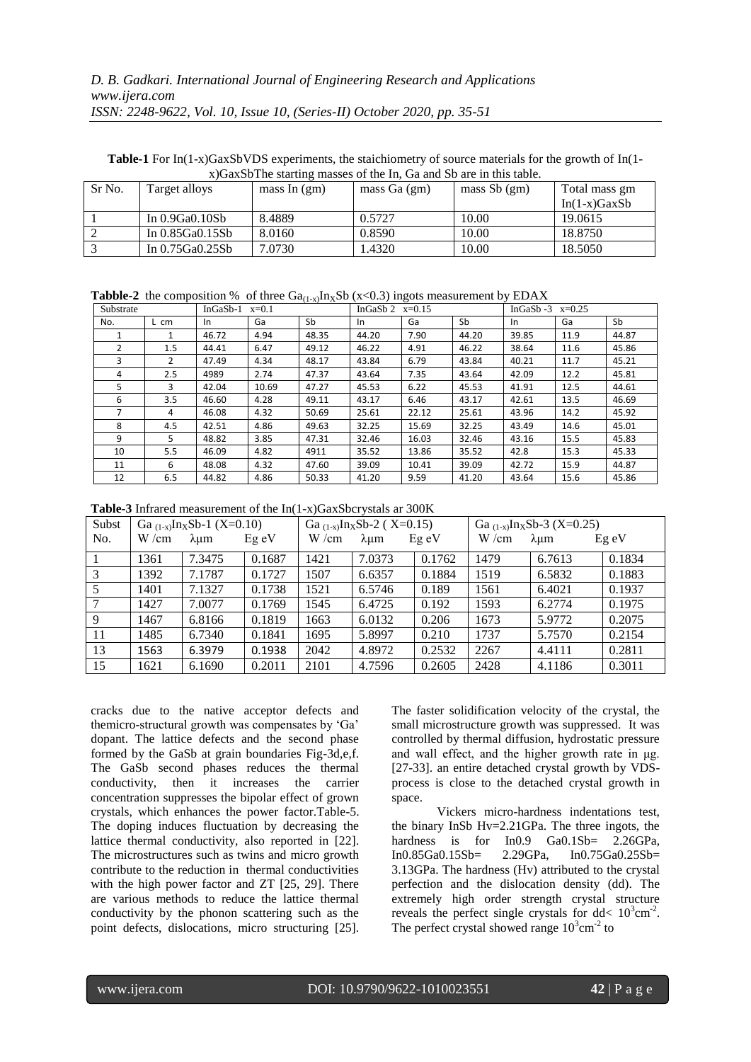**Table-1** For In(1-x)GaxSbVDS experiments, the staichiometry of source materials for the growth of In(1-x)GaxSbThe starting masses of the In, Ga and Sb are in this table.

| Sr No. | Target alloys | mass In (gm) | mass Ga (gm) | mass Sb (gm) | Total mass gm In(1-x)GaxSb |
|---|---|---|---|---|---|
| 1 | In 0.9Ga0.10Sb | 8.4889 | 0.5727 | 10.00 | 19.0615 |
| 2 | In 0.85Ga0.15Sb | 8.0160 | 0.8590 | 10.00 | 18.8750 |
| 3 | In 0.75Ga0.25Sb | 7.0730 | 1.4320 | 10.00 | 18.5050 |

**Tabble-2** the composition % of three $Ga_{(1-x)}In_XSb$ (x<0.3) ingots measurement by EDAX

| Substrate | | InGaSb-1 x=0.1 | | | InGaSb 2 x=0.15 | | | InGaSb -3 x=0.25 | | |
|---|---|---|---|---|---|---|---|---|---|---|
| No. | L cm | In | Ga | Sb | In | Ga | Sb | In | Ga | Sb |
| 1 | 1 | 46.72 | 4.94 | 48.35 | 44.20 | 7.90 | 44.20 | 39.85 | 11.9 | 44.87 |
| 2 | 1.5 | 44.41 | 6.47 | 49.12 | 46.22 | 4.91 | 46.22 | 38.64 | 11.6 | 45.86 |
| 3 | 2 | 47.49 | 4.34 | 48.17 | 43.84 | 6.79 | 43.84 | 40.21 | 11.7 | 45.21 |
| 4 | 2.5 | 4989 | 2.74 | 47.37 | 43.64 | 7.35 | 43.64 | 42.09 | 12.2 | 45.81 |
| 5 | 3 | 42.04 | 10.69 | 47.27 | 45.53 | 6.22 | 45.53 | 41.91 | 12.5 | 44.61 |
| 6 | 3.5 | 46.60 | 4.28 | 49.11 | 43.17 | 6.46 | 43.17 | 42.61 | 13.5 | 46.69 |
| 7 | 4 | 46.08 | 4.32 | 50.69 | 25.61 | 22.12 | 25.61 | 43.96 | 14.2 | 45.92 |
| 8 | 4.5 | 42.51 | 4.86 | 49.63 | 32.25 | 15.69 | 32.25 | 43.49 | 14.6 | 45.01 |
| 9 | 5 | 48.82 | 3.85 | 47.31 | 32.46 | 16.03 | 32.46 | 43.16 | 15.5 | 45.83 |
| 10 | 5.5 | 46.09 | 4.82 | 4911 | 35.52 | 13.86 | 35.52 | 42.8 | 15.3 | 45.33 |
| 11 | 6 | 48.08 | 4.32 | 47.60 | 39.09 | 10.41 | 39.09 | 42.72 | 15.9 | 44.87 |
| 12 | 6.5 | 44.82 | 4.86 | 50.33 | 41.20 | 9.59 | 41.20 | 43.64 | 15.6 | 45.86 |

**Table-3** Infrared measurement of the In(1-x)GaxSbcrystals ar 300K

| Subst | $Ga_{(1-x)}In_XSb$-1 (X=0.10) | | | $Ga_{(1-x)}In_XSb$-2 ( X=0.15) | | | $Ga_{(1-x)}In_XSb$-3 (X=0.25) | | |
|---|---|---|---|---|---|---|---|---|---|
| No. | W /cm | λμm | Eg eV | W /cm | λμm | Eg eV | W /cm | λμm | Eg eV |
| 1 | 1361 | 7.3475 | 0.1687 | 1421 | 7.0373 | 0.1762 | 1479 | 6.7613 | 0.1834 |
| 3 | 1392 | 7.1787 | 0.1727 | 1507 | 6.6357 | 0.1884 | 1519 | 6.5832 | 0.1883 |
| 5 | 1401 | 7.1327 | 0.1738 | 1521 | 6.5746 | 0.189 | 1561 | 6.4021 | 0.1937 |
| 7 | 1427 | 7.0077 | 0.1769 | 1545 | 6.4725 | 0.192 | 1593 | 6.2774 | 0.1975 |
| 9 | 1467 | 6.8166 | 0.1819 | 1663 | 6.0132 | 0.206 | 1673 | 5.9772 | 0.2075 |
| 11 | 1485 | 6.7340 | 0.1841 | 1695 | 5.8997 | 0.210 | 1737 | 5.7570 | 0.2154 |
| 13 | 1563 | 6.3979 | 0.1938 | 2042 | 4.8972 | 0.2532 | 2267 | 4.4111 | 0.2811 |
| 15 | 1621 | 6.1690 | 0.2011 | 2101 | 4.7596 | 0.2605 | 2428 | 4.1186 | 0.3011 |

cracks due to the native acceptor defects and themicro-structural growth was compensates by 'Ga' dopant. The lattice defects and the second phase formed by the GaSb at grain boundaries Fig-3d,e,f. The GaSb second phases reduces the thermal conductivity, then it increases the carrier concentration suppresses the bipolar effect of grown crystals, which enhances the power factor.Table-5. The doping induces fluctuation by decreasing the lattice thermal conductivity, also reported in [22]. The microstructures such as twins and micro growth contribute to the reduction in thermal conductivities with the high power factor and ZT [25, 29]. There are various methods to reduce the lattice thermal conductivity by the phonon scattering such as the point defects, dislocations, micro structuring [25]. The faster solidification velocity of the crystal, the small microstructure growth was suppressed. It was controlled by thermal diffusion, hydrostatic pressure and wall effect, and the higher growth rate in μg. [27-33]. an entire detached crystal growth by VDS-process is close to the detached crystal growth in space.

Vickers micro-hardness indentations test, the binary InSb Hv=2.21GPa. The three ingots, the hardness is for In0.9 Ga0.1Sb= 2.26GPa, In0.85Ga0.15Sb= 2.29GPa, In0.75Ga0.25Sb= 3.13GPa. The hardness (Hv) attributed to the crystal perfection and the dislocation density (dd). The extremely high order strength crystal structure reveals the perfect single crystals for dd< $10^3cm^{-2}$. The perfect crystal showed range $10^3cm^{-2}$ to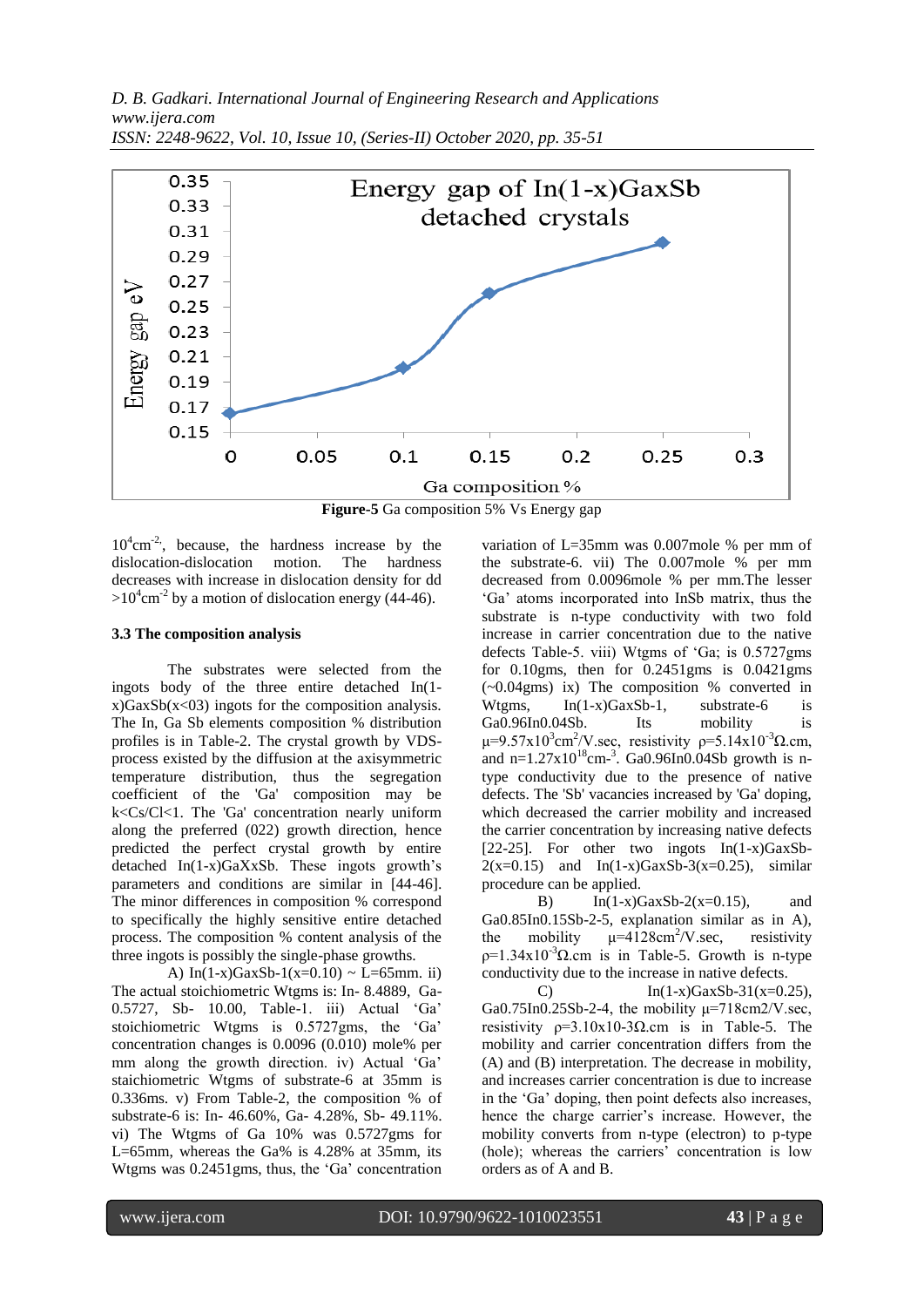**Figure-5** Ga composition 5% Vs Energy gap

$10^4 cm^{-2}$, because, the hardness increase by the dislocation-dislocation motion. The hardness decreases with increase in dislocation density for dd $>10^4 cm^{-2}$ by a motion of dislocation energy (44-46).

### 3.3 The composition analysis

The substrates were selected from the ingots body of the three entire detached In(1-x)GaxSb(x<03) ingots for the composition analysis. The In, Ga Sb elements composition % distribution profiles is in Table-2. The crystal growth by VDS-process existed by the diffusion at the axisymmetric temperature distribution, thus the segregation coefficient of the 'Ga' composition may be k<Cs/Cl<1. The 'Ga' concentration nearly uniform along the preferred (022) growth direction, hence predicted the perfect crystal growth by entire detached In(1-x)GaXxSb. These ingots growth's parameters and conditions are similar in [44-46]. The minor differences in composition % correspond to specifically the highly sensitive entire detached process. The composition % content analysis of the three ingots is possibly the single-phase growths.

A) In(1-x)GaxSb-1(x=0.10) ~ L=65mm. ii) The actual stoichiometric Wtgms is: In- 8.4889, Ga- 0.5727, Sb- 10.00, Table-1. iii) Actual 'Ga' stoichiometric Wtgms is 0.5727gms, the 'Ga' concentration changes is 0.0096 (0.010) mole% per mm along the growth direction. iv) Actual 'Ga' staichiometric Wtgms of substrate-6 at 35mm is 0.336ms. v) From Table-2, the composition % of substrate-6 is: In- 46.60%, Ga- 4.28%, Sb- 49.11%. vi) The Wtgms of Ga 10% was 0.5727gms for L=65mm, whereas the Ga% is 4.28% at 35mm, its Wtgms was 0.2451gms, thus, the 'Ga' concentration variation of L=35mm was 0.007mole % per mm of the substrate-6. vii) The 0.007mole % per mm decreased from 0.0096mole % per mm.The lesser 'Ga' atoms incorporated into InSb matrix, thus the substrate is n-type conductivity with two fold increase in carrier concentration due to the native defects Table-5. viii) Wtgms of 'Ga; is 0.5727gms for 0.10gms, then for 0.2451gms is 0.0421gms (~0.04gms) ix) The composition % converted in Wtgms, In(1-x)GaxSb-1, substrate-6 is Ga0.96In0.04Sb. Its mobility is $\mu=9.57x10^3 cm^2/V.sec$, resistivity $\rho=5.14x10^{-3}\Omega.cm$, and $n=1.27x10^{18} cm^{-3}$. Ga0.96In0.04Sb growth is n-type conductivity due to the presence of native defects. The 'Sb' vacancies increased by 'Ga' doping, which decreased the carrier mobility and increased the carrier concentration by increasing native defects [22-25]. For other two ingots In(1-x)GaxSb-2(x=0.15) and In(1-x)GaxSb-3(x=0.25), similar procedure can be applied.

B) In(1-x)GaxSb-2(x=0.15), and Ga0.85In0.15Sb-2-5, explanation similar as in A), the mobility $\mu=4128 cm^2/V.sec$, resistivity $\rho=1.34x10^{-3}\Omega.cm$ is in Table-5. Growth is n-type conductivity due to the increase in native defects.

C) In(1-x)GaxSb-31(x=0.25), Ga0.75In0.25Sb-2-4, the mobility μ=718cm2/V.sec, resistivity ρ=3.10x10-3Ω.cm is in Table-5. The mobility and carrier concentration differs from the (A) and (B) interpretation. The decrease in mobility, and increases carrier concentration is due to increase in the 'Ga' doping, then point defects also increases, hence the charge carrier's increase. However, the mobility converts from n-type (electron) to p-type (hole); whereas the carriers' concentration is low orders as of A and B.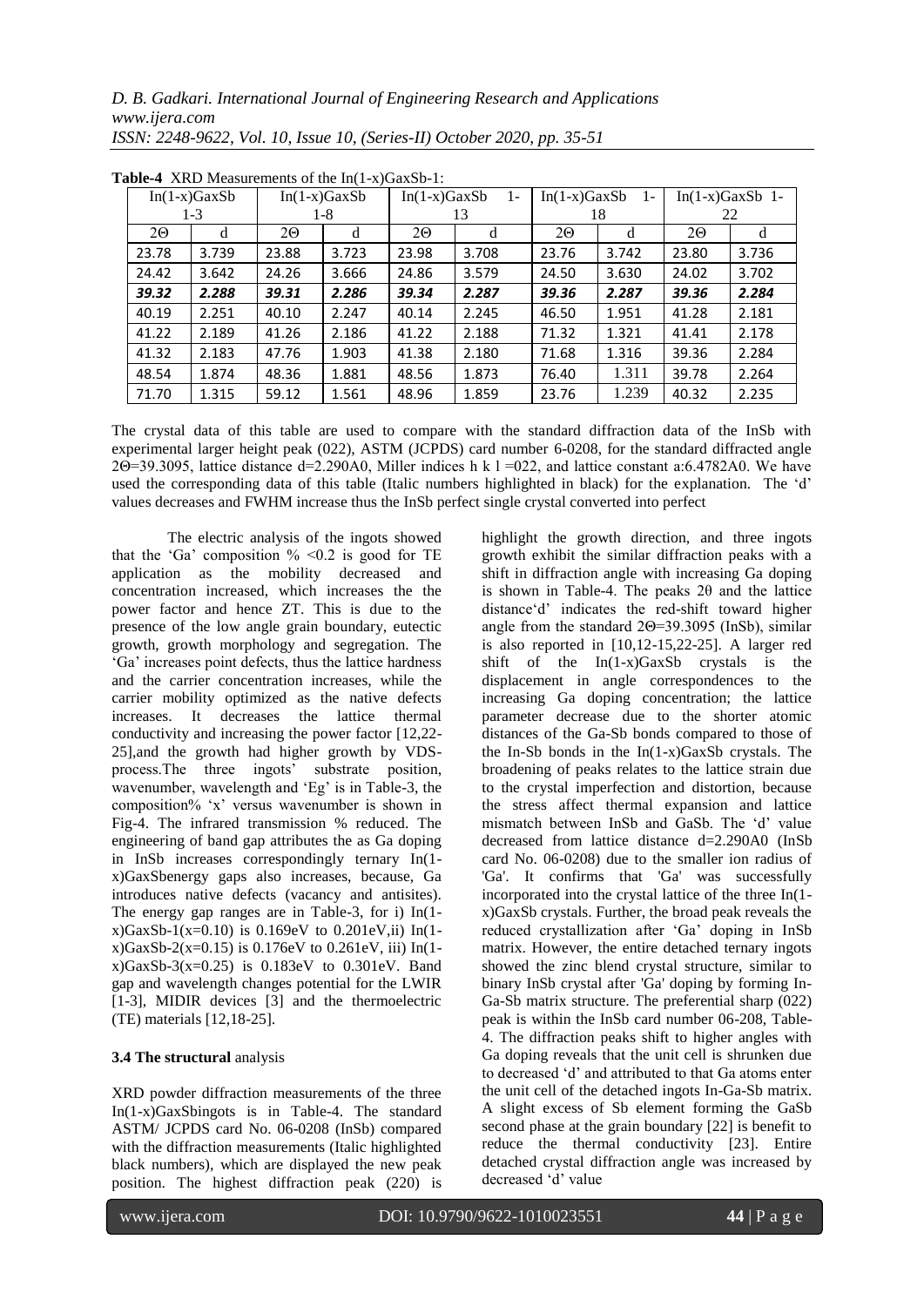**Table-4** XRD Measurements of the In(1-x)GaxSb-1:

| In(1-x)GaxSb 1-3 | | In(1-x)GaxSb 1-8 | | In(1-x)GaxSb 1-13 | | In(1-x)GaxSb 1-18 | | In(1-x)GaxSb 1-22 | |
|---|---|---|---|---|---|---|---|---|---|
| 2Θ | d | 2Θ | d | 2Θ | d | 2Θ | d | 2Θ | d |
| 23.78 | 3.739 | 23.88 | 3.723 | 23.98 | 3.708 | 23.76 | 3.742 | 23.80 | 3.736 |
| 24.42 | 3.642 | 24.26 | 3.666 | 24.86 | 3.579 | 24.50 | 3.630 | 24.02 | 3.702 |
| ***39.32*** | ***2.288*** | ***39.31*** | ***2.286*** | ***39.34*** | ***2.287*** | ***39.36*** | ***2.287*** | ***39.36*** | ***2.284*** |
| 40.19 | 2.251 | 40.10 | 2.247 | 40.14 | 2.245 | 46.50 | 1.951 | 41.28 | 2.181 |
| 41.22 | 2.189 | 41.26 | 2.186 | 41.22 | 2.188 | 71.32 | 1.321 | 41.41 | 2.178 |
| 41.32 | 2.183 | 47.76 | 1.903 | 41.38 | 2.180 | 71.68 | 1.316 | 39.36 | 2.284 |
| 48.54 | 1.874 | 48.36 | 1.881 | 48.56 | 1.873 | 76.40 | 1.311 | 39.78 | 2.264 |
| 71.70 | 1.315 | 59.12 | 1.561 | 48.96 | 1.859 | 23.76 | 1.239 | 40.32 | 2.235 |

The crystal data of this table are used to compare with the standard diffraction data of the InSb with experimental larger height peak (022), ASTM (JCPDS) card number 6-0208, for the standard diffracted angle 2Θ=39.3095, lattice distance d=2.290A0, Miller indices h k l =022, and lattice constant a:6.4782A0. We have used the corresponding data of this table (Italic numbers highlighted in black) for the explanation. The 'd' values decreases and FWHM increase thus the InSb perfect single crystal converted into perfect

The electric analysis of the ingots showed that the 'Ga' composition % <0.2 is good for TE application as the mobility decreased and concentration increased, which increases the the power factor and hence ZT. This is due to the presence of the low angle grain boundary, eutectic growth, growth morphology and segregation. The 'Ga' increases point defects, thus the lattice hardness and the carrier concentration increases, while the carrier mobility optimized as the native defects increases. It decreases the lattice thermal conductivity and increasing the power factor [12,22-25],and the growth had higher growth by VDS-process.The three ingots' substrate position, wavenumber, wavelength and 'Eg' is in Table-3, the composition% 'x' versus wavenumber is shown in Fig-4. The infrared transmission % reduced. The engineering of band gap attributes the as Ga doping in InSb increases correspondingly ternary In(1-x)GaxSbenergy gaps also increases, because, Ga introduces native defects (vacancy and antisites). The energy gap ranges are in Table-3, for i) In(1-x)GaxSb-1(x=0.10) is 0.169eV to 0.201eV,ii) In(1-x)GaxSb-2(x=0.15) is 0.176eV to 0.261eV, iii) In(1-x)GaxSb-3(x=0.25) is 0.183eV to 0.301eV. Band gap and wavelength changes potential for the LWIR [1-3], MIDIR devices [3] and the thermoelectric (TE) materials [12,18-25].

### 3.4 The structural analysis

XRD powder diffraction measurements of the three In(1-x)GaxSbingots is in Table-4. The standard ASTM/ JCPDS card No. 06-0208 (InSb) compared with the diffraction measurements (Italic highlighted black numbers), which are displayed the new peak position. The highest diffraction peak (220) is highlight the growth direction, and three ingots growth exhibit the similar diffraction peaks with a shift in diffraction angle with increasing Ga doping is shown in Table-4. The peaks 2θ and the lattice distance'd' indicates the red-shift toward higher angle from the standard 2Θ=39.3095 (InSb), similar is also reported in [10,12-15,22-25]. A larger red shift of the In(1-x)GaxSb crystals is the displacement in angle correspondences to the increasing Ga doping concentration; the lattice parameter decrease due to the shorter atomic distances of the Ga-Sb bonds compared to those of the In-Sb bonds in the In(1-x)GaxSb crystals. The broadening of peaks relates to the lattice strain due to the crystal imperfection and distortion, because the stress affect thermal expansion and lattice mismatch between InSb and GaSb. The 'd' value decreased from lattice distance d=2.290A0 (InSb card No. 06-0208) due to the smaller ion radius of 'Ga'. It confirms that 'Ga' was successfully incorporated into the crystal lattice of the three In(1-x)GaxSb crystals. Further, the broad peak reveals the reduced crystallization after 'Ga' doping in InSb matrix. However, the entire detached ternary ingots showed the zinc blend crystal structure, similar to binary InSb crystal after 'Ga' doping by forming In-Ga-Sb matrix structure. The preferential sharp (022) peak is within the InSb card number 06-208, Table-4. The diffraction peaks shift to higher angles with Ga doping reveals that the unit cell is shrunken due to decreased 'd' and attributed to that Ga atoms enter the unit cell of the detached ingots In-Ga-Sb matrix. A slight excess of Sb element forming the GaSb second phase at the grain boundary [22] is benefit to reduce the thermal conductivity [23]. Entire detached crystal diffraction angle was increased by decreased 'd' value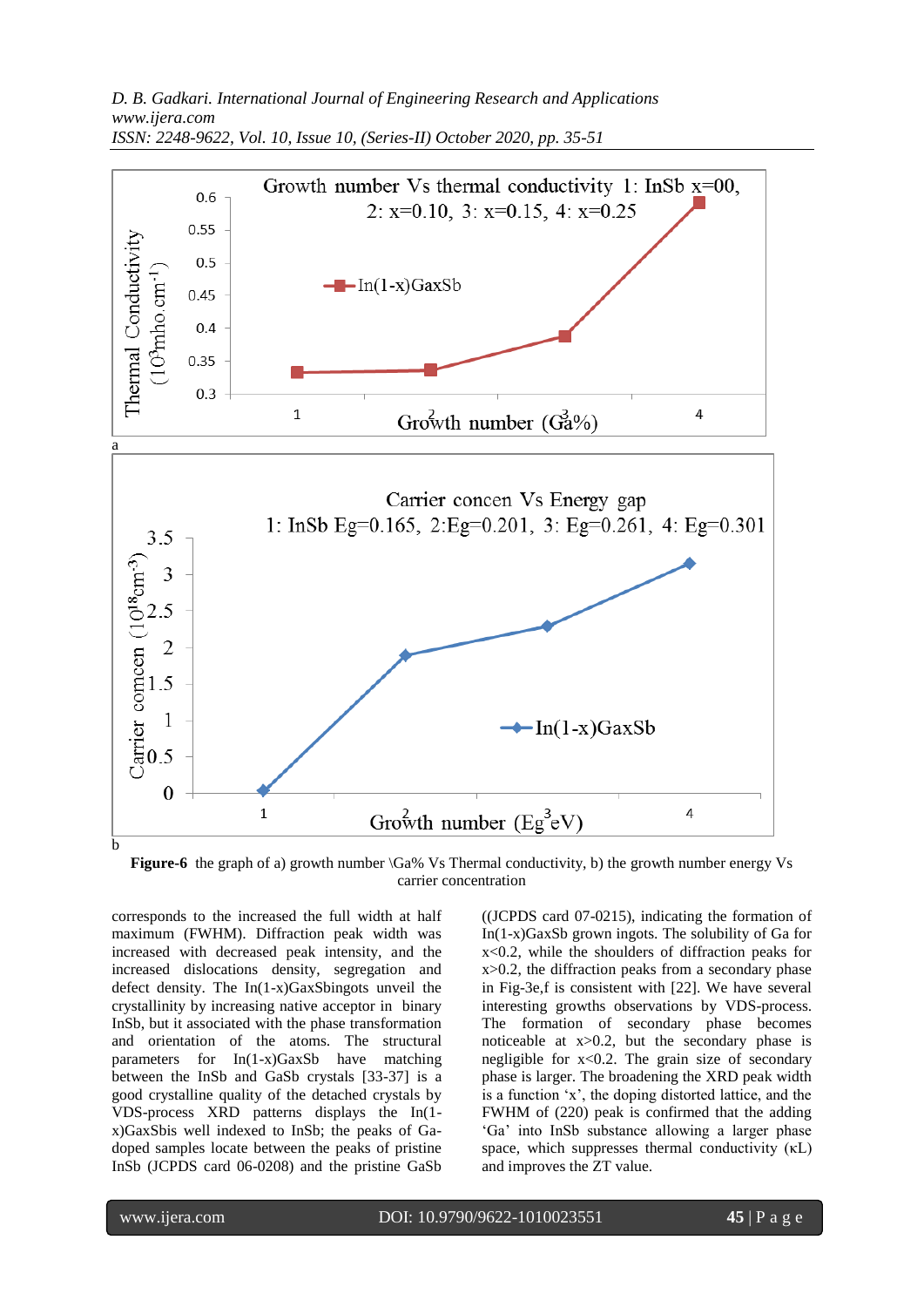a

b

**Figure-6** the graph of a) growth number \Ga% Vs Thermal conductivity, b) the growth number energy Vs carrier concentration

corresponds to the increased the full width at half maximum (FWHM). Diffraction peak width was increased with decreased peak intensity, and the increased dislocations density, segregation and defect density. The In(1-x)GaxSbingots unveil the crystallinity by increasing native acceptor in binary InSb, but it associated with the phase transformation and orientation of the atoms. The structural parameters for In(1-x)GaxSb have matching between the InSb and GaSb crystals [33-37] is a good crystalline quality of the detached crystals by VDS-process XRD patterns displays the In(1-x)GaxSbis well indexed to InSb; the peaks of Ga-doped samples locate between the peaks of pristine InSb (JCPDS card 06-0208) and the pristine GaSb ((JCPDS card 07-0215), indicating the formation of In(1-x)GaxSb grown ingots. The solubility of Ga for x<0.2, while the shoulders of diffraction peaks for x>0.2, the diffraction peaks from a secondary phase in Fig-3e,f is consistent with [22]. We have several interesting growths observations by VDS-process. The formation of secondary phase becomes noticeable at x>0.2, but the secondary phase is negligible for x<0.2. The grain size of secondary phase is larger. The broadening the XRD peak width is a function 'x', the doping distorted lattice, and the FWHM of (220) peak is confirmed that the adding 'Ga' into InSb substance allowing a larger phase space, which suppresses thermal conductivity (κL) and improves the ZT value.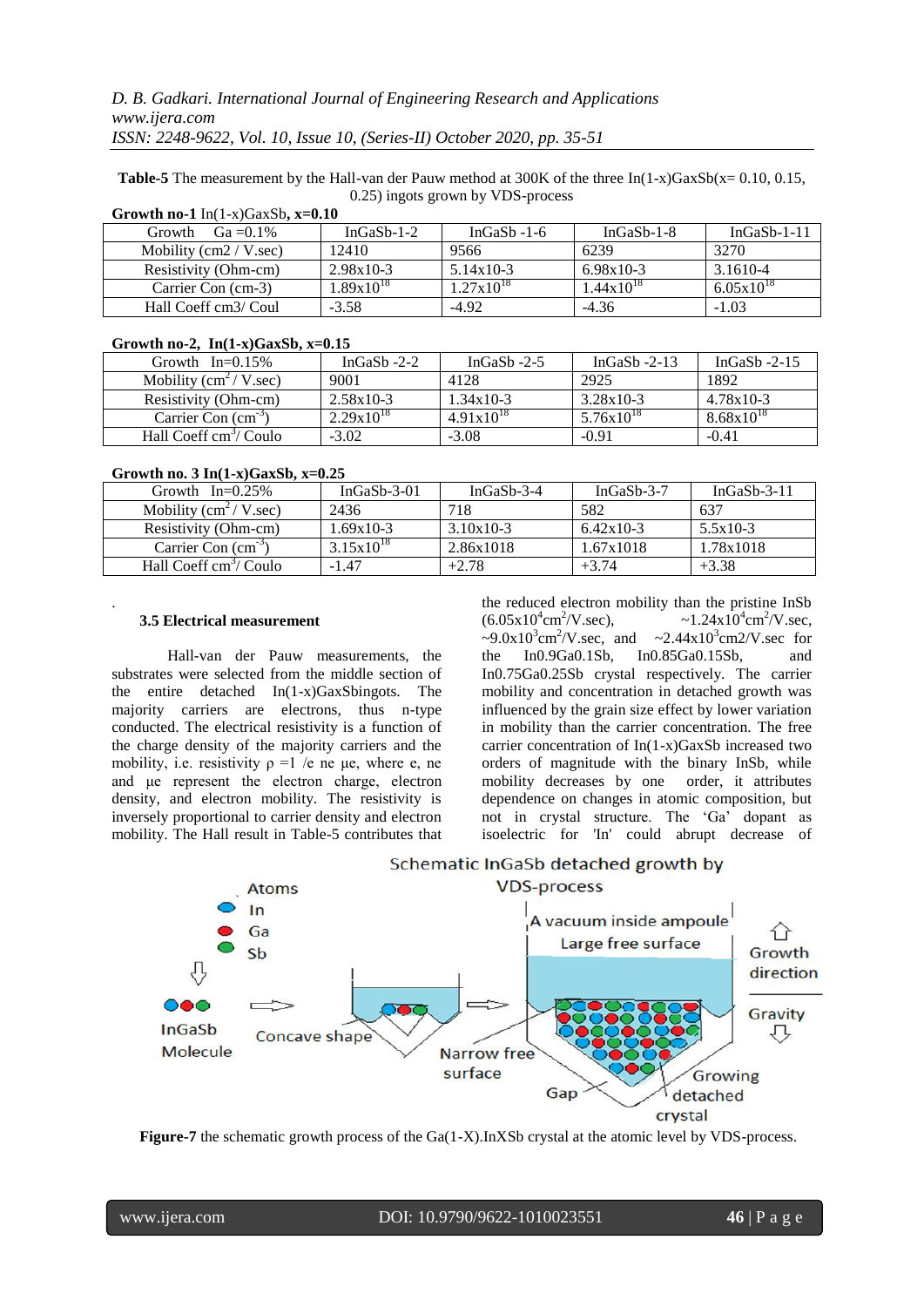**Table-5** The measurement by the Hall-van der Pauw method at 300K of the three In(1-x)GaxSb(x= 0.10, 0.15, 0.25) ingots grown by VDS-process

**Growth no-1** In(1-x)GaxSb**, x=0.10**

| Growth Ga =0.1% | InGaSb-1-2 | InGaSb -1-6 | InGaSb-1-8 | InGaSb-1-11 |
|---|---|---|---|---|
| Mobility (cm2 / V.sec) | 12410 | 9566 | 6239 | 3270 |
| Resistivity (Ohm-cm) | 2.98x10-3 | 5.14x10-3 | 6.98x10-3 | 3.1610-4 |
| Carrier Con (cm-3) | $1.89x10^{18}$ | $1.27x10^{18}$ | $1.44x10^{18}$ | $6.05x10^{18}$ |
| Hall Coeff cm3/ Coul | -3.58 | -4.92 | -4.36 | -1.03 |

**Growth no-2, In(1-x)GaxSb, x=0.15**

| Growth In=0.15% | InGaSb -2-2 | InGaSb -2-5 | InGaSb -2-13 | InGaSb -2-15 |
|---|---|---|---|---|
| Mobility ($cm^2$ / V.sec) | 9001 | 4128 | 2925 | 1892 |
| Resistivity (Ohm-cm) | 2.58x10-3 | 1.34x10-3 | 3.28x10-3 | 4.78x10-3 |
| Carrier Con ($cm^{-3}$) | $2.29x10^{18}$ | $4.91x10^{18}$ | $5.76x10^{18}$ | $8.68x10^{18}$ |
| Hall Coeff $cm^3$/ Coulo | -3.02 | -3.08 | -0.91 | -0.41 |

**Growth no. 3 In(1-x)GaxSb, x=0.25**

| Growth In=0.25% | InGaSb-3-01 | InGaSb-3-4 | InGaSb-3-7 | InGaSb-3-11 |
|---|---|---|---|---|
| Mobility ($cm^2$ / V.sec) | 2436 | 718 | 582 | 637 |
| Resistivity (Ohm-cm) | 1.69x10-3 | 3.10x10-3 | 6.42x10-3 | 5.5x10-3 |
| Carrier Con ($cm^{-3}$) | $3.15x10^{18}$ | 2.86x1018 | 1.67x1018 | 1.78x1018 |
| Hall Coeff $cm^3$/ Coulo | -1.47 | +2.78 | +3.74 | +3.38 |

### 3.5 Electrical measurement

Hall-van der Pauw measurements, the substrates were selected from the middle section of the entire detached In(1-x)GaxSbingots. The majority carriers are electrons, thus n-type conducted. The electrical resistivity is a function of the charge density of the majority carriers and the mobility, i.e. resistivity ρ =1 /e ne μe, where e, ne and μe represent the electron charge, electron density, and electron mobility. The resistivity is inversely proportional to carrier density and electron mobility. The Hall result in Table-5 contributes that the reduced electron mobility than the pristine InSb ($6.05x10^4 cm^2$/V.sec), ~$1.24x10^4 cm^2$/V.sec, ~$9.0x10^3 cm^2$/V.sec, and ~$2.44x10^3$cm2/V.sec for the In0.9Ga0.1Sb, In0.85Ga0.15Sb, and In0.75Ga0.25Sb crystal respectively. The carrier mobility and concentration in detached growth was influenced by the grain size effect by lower variation in mobility than the carrier concentration. The free carrier concentration of In(1-x)GaxSb increased two orders of magnitude with the binary InSb, while mobility decreases by one order, it attributes resistivity dependence on changes in atomic composition, but not in crystal structure. The 'Ga' dopant as isoelectric for 'In' could abrupt decrease of

**Figure-7** the schematic growth process of the Ga(1-X).InXSb crystal at the atomic level by VDS-process.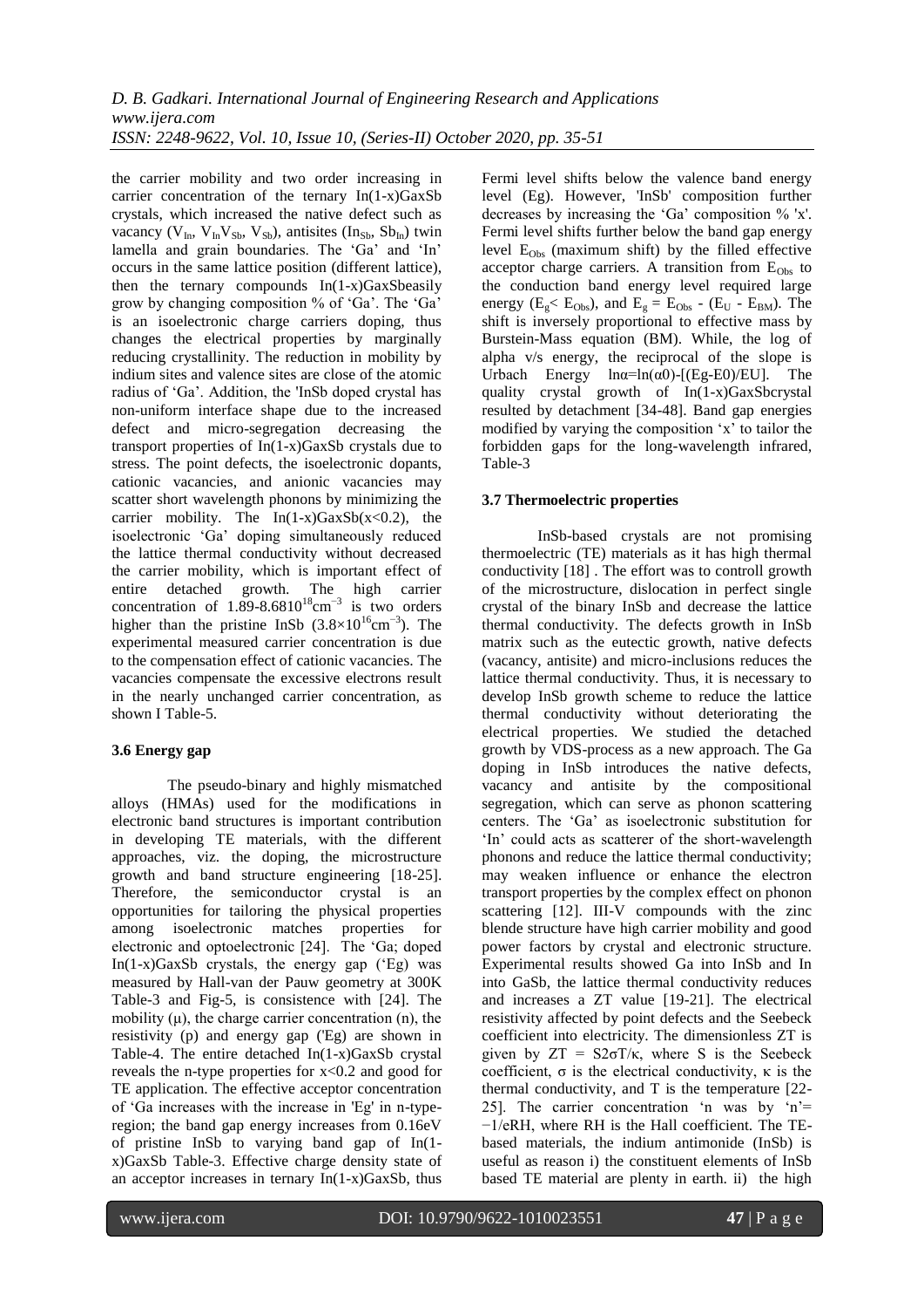the carrier mobility and two order increasing in carrier concentration of the ternary In(1-x)GaxSb crystals, which increased the native defect such as vacancy ($V_{In}$, $V_{In}V_{Sb}$, $V_{Sb}$), antisites ($In_{Sb}$, $Sb_{In}$) twin lamella and grain boundaries. The 'Ga' and 'In' occurs in the same lattice position (different lattice), then the ternary compounds In(1-x)GaxSbeasily grow by changing composition % of 'Ga'. The 'Ga' is an isoelectronic charge carriers doping, thus changes the electrical properties by marginally reducing crystallinity. The reduction in mobility by indium sites and valence sites are close of the atomic radius of 'Ga'. Addition, the 'InSb doped crystal has non-uniform interface shape due to the increased defect and micro-segregation decreasing the transport properties of In(1-x)GaxSb crystals due to stress. The point defects, the isoelectronic dopants, cationic vacancies, and anionic vacancies may scatter short wavelength phonons by minimizing the carrier mobility. The In(1-x)GaxSb($x$<0.2), the isoelectronic 'Ga' doping simultaneously reduced the lattice thermal conductivity without decreased the carrier mobility, which is important effect of entire detached growth. The high carrier concentration of $1.89\text{-}8.6810^{18}cm^{-3}$ is two orders higher than the pristine InSb ($3.8\times10^{16}cm^{-3}$). The experimental measured carrier concentration is due to the compensation effect of cationic vacancies. The vacancies compensate the excessive electrons result in the nearly unchanged carrier concentration, as shown I Table-5.

### 3.6 Energy gap

The pseudo-binary and highly mismatched alloys (HMAs) used for the modifications in electronic band structures is important contribution in developing TE materials, with the different approaches, viz. the doping, the microstructure growth and band structure engineering [18-25]. Therefore, the semiconductor crystal is an opportunities for tailoring the physical properties among isoelectronic matches properties for electronic and optoelectronic [24]. The 'Ga; doped In(1-x)GaxSb crystals, the energy gap ('Eg) was measured by Hall-van der Pauw geometry at 300K Table-3 and Fig-5, is consistence with [24]. The mobility (μ), the charge carrier concentration (n), the resistivity (ρ) and energy gap ('Eg) are shown in Table-4. The entire detached In(1-x)GaxSb crystal reveals the n-type properties for $x$<0.2 and good for TE application. The effective acceptor concentration of 'Ga increases with the increase in 'Eg' in n-type-region; the band gap energy increases from 0.16eV of pristine InSb to varying band gap of In(1-x)GaxSb Table-3. Effective charge density state of an acceptor increases in ternary In(1-x)GaxSb, thus Fermi level shifts below the valence band energy level (Eg). However, 'InSb' composition further decreases by increasing the 'Ga' composition % 'x'. Fermi level shifts further below the band gap energy level $E_{Obs}$ (maximum shift) by the filled effective acceptor charge carriers. A transition from $E_{Obs}$ to the conduction band energy level required large energy ($E_g < E_{Obs}$), and $E_g = E_{Obs} - (E_U - E_{BM})$. The shift is inversely proportional to effective mass by Burstein-Mass equation (BM). While, the log of alpha v/s energy, the reciprocal of the slope is Urbach Energy $\ln\alpha=\ln(\alpha0)-[(Eg-E0)/EU]$. The quality crystal growth of In(1-x)GaxSbcrystal resulted by detachment [34-48]. Band gap energies modified by varying the composition '$x$' to tailor the forbidden gaps for the long-wavelength infrared, Table-3

### 3.7 Thermoelectric properties

InSb-based crystals are not promising thermoelectric (TE) materials as it has high thermal conductivity [18] . The effort was to controll growth of the microstructure, dislocation in perfect single crystal of the binary InSb and decrease the lattice thermal conductivity. The defects growth in InSb matrix such as the eutectic growth, native defects (vacancy, antisite) and micro-inclusions reduces the lattice thermal conductivity. Thus, it is necessary to develop InSb growth scheme to reduce the lattice thermal conductivity without deteriorating the electrical properties. We studied the detached growth by VDS-process as a new approach. The Ga doping in InSb introduces the native defects, vacancy and antisite by the compositional segregation, which can serve as phonon scattering centers. The 'Ga' as isoelectronic substitution for 'In' could acts as scatterer of the short-wavelength phonons and reduce the lattice thermal conductivity; may weaken influence or enhance the electron transport properties by the complex effect on phonon scattering [12]. III-V compounds with the zinc blende structure have high carrier mobility and good power factors by crystal and electronic structure. Experimental results showed Ga into InSb and In into GaSb, the lattice thermal conductivity reduces and increases a ZT value [19-21]. The electrical resistivity affected by point defects and the Seebeck coefficient into electricity. The dimensionless ZT is given by $ZT = S2\sigma T/\kappa$, where S is the Seebeck coefficient, σ is the electrical conductivity, κ is the thermal conductivity, and T is the temperature [22-25]. The carrier concentration 'n was by '$n' = -1/eRH$, where RH is the Hall coefficient. The TE-based materials, the indium antimonide (InSb) is useful as reason i) the constituent elements of InSb based TE material are plenty in earth. ii) the high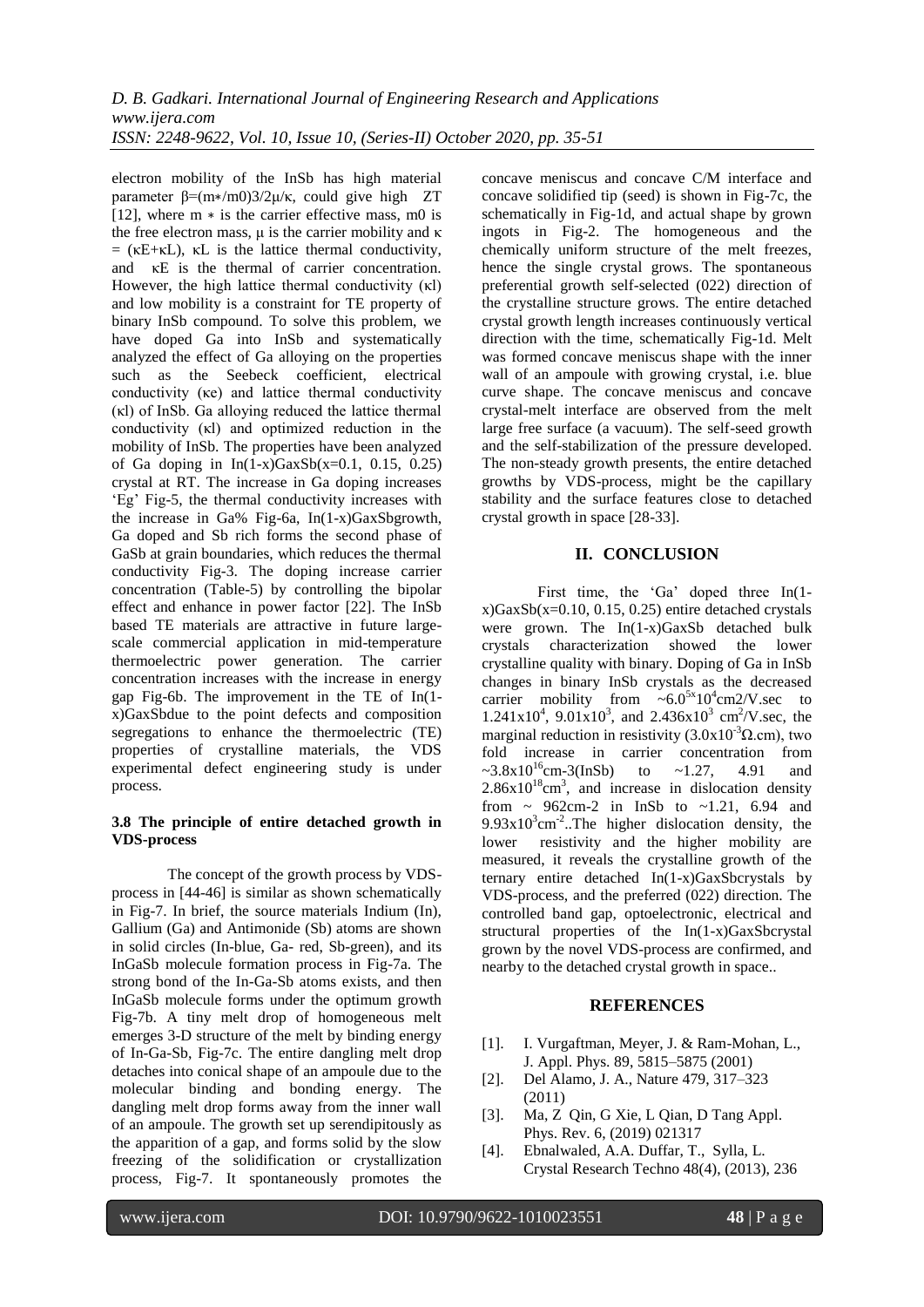electron mobility of the InSb has high material parameter $\beta=(m*/m0)3/2\mu/\kappa$, could give high ZT [12], where m ∗ is the carrier effective mass, m0 is the free electron mass, μ is the carrier mobility and κ = (κE+κL), κL is the lattice thermal conductivity, and κE is the thermal of carrier concentration. However, the high lattice thermal conductivity (κl) and low mobility is a constraint for TE property of binary InSb compound. To solve this problem, we have doped Ga into InSb and systematically analyzed the effect of Ga alloying on the properties such as the Seebeck coefficient, electrical conductivity (κe) and lattice thermal conductivity (κl) of InSb. Ga alloying reduced the lattice thermal conductivity (κl) and optimized reduction in the mobility of InSb. The properties have been analyzed of Ga doping in In(1-x)GaxSb(x=0.1, 0.15, 0.25) crystal at RT. The increase in Ga doping increases 'Eg' Fig-5, the thermal conductivity increases with the increase in Ga% Fig-6a, In(1-x)GaxSbgrowth, Ga doped and Sb rich forms the second phase of GaSb at grain boundaries, which reduces the thermal conductivity Fig-3. The doping increase carrier concentration (Table-5) by controlling the bipolar effect and enhance in power factor [22]. The InSb based TE materials are attractive in future large-scale commercial application in mid-temperature thermoelectric power generation. The carrier concentration increases with the increase in energy gap Fig-6b. The improvement in the TE of In(1-x)GaxSbdue to the point defects and composition segregations to enhance the thermoelectric (TE) properties of crystalline materials, the VDS experimental defect engineering study is under process.

### 3.8 The principle of entire detached growth in VDS-process

The concept of the growth process by VDS-process in [44-46] is similar as shown schematically in Fig-7. In brief, the source materials Indium (In), Gallium (Ga) and Antimonide (Sb) atoms are shown in solid circles (In-blue, Ga- red, Sb-green), and its InGaSb molecule formation process in Fig-7a. The strong bond of the In-Ga-Sb atoms exists, and then InGaSb molecule forms under the optimum growth Fig-7b. A tiny melt drop of homogeneous melt emerges 3-D structure of the melt by binding energy of In-Ga-Sb, Fig-7c. The entire dangling melt drop detaches into conical shape of an ampoule due to the molecular binding and bonding energy. The dangling melt drop forms away from the inner wall of an ampoule. The growth set up serendipitously as the apparition of a gap, and forms solid by the slow freezing of the solidification or crystallization process, Fig-7. It spontaneously promotes the concave meniscus and concave C/M interface and concave solidified tip (seed) is shown in Fig-7c, the schematically in Fig-1d, and actual shape by grown ingots in Fig-2. The homogeneous and the chemically uniform structure of the melt freezes, hence the single crystal grows. The spontaneous preferential growth self-selected (022) direction of the crystalline structure grows. The entire detached crystal growth length increases continuously vertical direction with the time, schematically Fig-1d. Melt was formed concave meniscus shape with the inner wall of an ampoule with growing crystal, i.e. blue curve shape. The concave meniscus and concave crystal-melt interface are observed from the melt large free surface (a vacuum). The self-seed growth and the self-stabilization of the pressure developed. The non-steady growth presents, the entire detached growths by VDS-process, might be the capillary stability and the surface features close to detached crystal growth in space [28-33].

## II. CONCLUSION

First time, the 'Ga' doped three In(1-x)GaxSb(x=0.10, 0.15, 0.25) entire detached crystals were grown. The In(1-x)GaxSb detached bulk crystals characterization showed the lower crystalline quality with binary. Doping of Ga in InSb changes in binary InSb crystals as the decreased carrier mobility from $\sim 6.0^{5x}10^{4}$cm2/V.sec to $1.241\text{x}10^{4}$, $9.01\text{x}10^{3}$, and $2.436\text{x}10^{3}$ $\text{cm}^{2}$/V.sec, the marginal reduction in resistivity ($3.0\text{x}10^{-3}\Omega$.cm), two fold increase in carrier concentration from $\sim 3.8\text{x}10^{16}\text{cm}^{-3}$(InSb) to ~1.27, 4.91 and $2.86\text{x}10^{18}\text{cm}^{3}$, and increase in dislocation density from ~ 962cm-2 in InSb to ~1.21, 6.94 and $9.93\text{x}10^{3}\text{cm}^{-2}$..The higher dislocation density, the lower resistivity and the higher mobility are measured, it reveals the crystalline growth of the ternary entire detached In(1-x)GaxSbcrystals by VDS-process, and the preferred (022) direction. The controlled band gap, optoelectronic, electrical and structural properties of the In(1-x)GaxSbcrystal grown by the novel VDS-process are confirmed, and nearby to the detached crystal growth in space..

## REFERENCES

- [1]. I. Vurgaftman, Meyer, J. & Ram-Mohan, L., J. Appl. Phys. 89, 5815–5875 (2001)
- [2]. Del Alamo, J. A., Nature 479, 317–323 (2011)
- [3]. Ma, Z Qin, G Xie, L Qian, D Tang Appl. Phys. Rev. 6, (2019) 021317
- [4]. Ebnalwaled, A.A. Duffar, T., Sylla, L. Crystal Research Techno 48(4), (2013), 236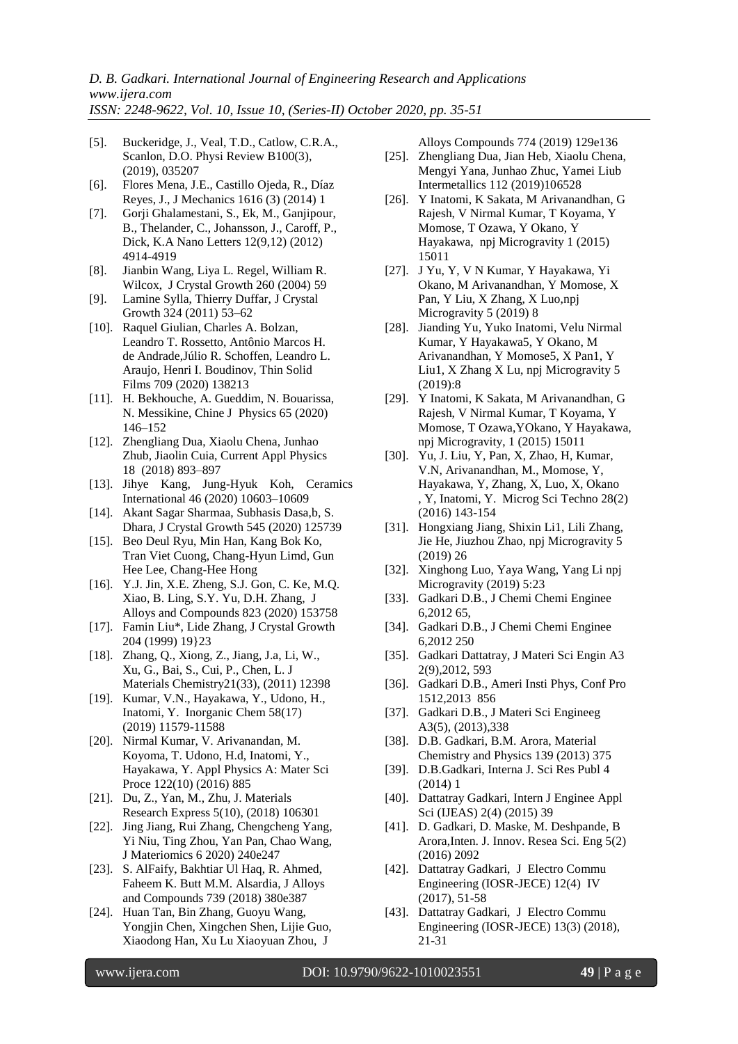[5]. Buckeridge, J., Veal, T.D., Catlow, C.R.A., Scanlon, D.O. Physi Review B100(3), (2019), 035207

[6]. Flores Mena, J.E., Castillo Ojeda, R., Díaz Reyes, J., J Mechanics 1616 (3) (2014) 1

[7]. Gorji Ghalamestani, S., Ek, M., Ganjipour, B., Thelander, C., Johansson, J., Caroff, P., Dick, K.A Nano Letters 12(9,12) (2012) 4914-4919

[8]. Jianbin Wang, Liya L. Regel, William R. Wilcox, J Crystal Growth 260 (2004) 59

[9]. Lamine Sylla, Thierry Duffar, J Crystal Growth 324 (2011) 53–62

[10]. Raquel Giulian, Charles A. Bolzan, Leandro T. Rossetto, Antônio Marcos H. de Andrade,Júlio R. Schoffen, Leandro L. Araujo, Henri I. Boudinov, Thin Solid Films 709 (2020) 138213

[11]. H. Bekhouche, A. Gueddim, N. Bouarissa, N. Messikine, Chine J Physics 65 (2020) 146–152

[12]. Zhengliang Dua, Xiaolu Chena, Junhao Zhub, Jiaolin Cuia, Current Appl Physics 18 (2018) 893–897

[13]. Jihye Kang, Jung-Hyuk Koh, Ceramics International 46 (2020) 10603–10609

[14]. Akant Sagar Sharmaa, Subhasis Dasa,b, S. Dhara, J Crystal Growth 545 (2020) 125739

[15]. Beo Deul Ryu, Min Han, Kang Bok Ko, Tran Viet Cuong, Chang-Hyun Limd, Gun Hee Lee, Chang-Hee Hong

[16]. Y.J. Jin, X.E. Zheng, S.J. Gon, C. Ke, M.Q. Xiao, B. Ling, S.Y. Yu, D.H. Zhang, J Alloys and Compounds 823 (2020) 153758

[17]. Famin Liu*, Lide Zhang, J Crystal Growth 204 (1999) 19}23

[18]. Zhang, Q., Xiong, Z., Jiang, J.a, Li, W., Xu, G., Bai, S., Cui, P., Chen, L. J Materials Chemistry21(33), (2011) 12398

[19]. Kumar, V.N., Hayakawa, Y., Udono, H., Inatomi, Y. Inorganic Chem 58(17) (2019) 11579-11588

[20]. Nirmal Kumar, V. Arivanandan, M. Koyoma, T. Udono, H.d, Inatomi, Y., Hayakawa, Y. Appl Physics A: Mater Sci Proce 122(10) (2016) 885

[21]. Du, Z., Yan, M., Zhu, J. Materials Research Express 5(10), (2018) 106301

[22]. Jing Jiang, Rui Zhang, Chengcheng Yang, Yi Niu, Ting Zhou, Yan Pan, Chao Wang, J Materiomics 6 2020) 240e247

[23]. S. AlFaify, Bakhtiar Ul Haq, R. Ahmed, Faheem K. Butt M.M. Alsardia, J Alloys and Compounds 739 (2018) 380e387

[24]. Huan Tan, Bin Zhang, Guoyu Wang, Yongjin Chen, Xingchen Shen, Lijie Guo, Xiaodong Han, Xu Lu Xiaoyuan Zhou, J Alloys Compounds 774 (2019) 129e136

[25]. Zhengliang Dua, Jian Heb, Xiaolu Chena, Mengyi Yana, Junhao Zhuc, Yamei Liub Intermetallics 112 (2019)106528

[26]. Y Inatomi, K Sakata, M Arivanandhan, G Rajesh, V Nirmal Kumar, T Koyama, Y Momose, T Ozawa, Y Okano, Y Hayakawa, npj Microgravity 1 (2015) 15011

[27]. J Yu, Y, V N Kumar, Y Hayakawa, Yi Okano, M Arivanandhan, Y Momose, X Pan, Y Liu, X Zhang, X Luo,npj Microgravity 5 (2019) 8

[28]. Jianding Yu, Yuko Inatomi, Velu Nirmal Kumar, Y Hayakawa5, Y Okano, M Arivanandhan, Y Momose5, X Pan1, Y Liu1, X Zhang X Lu, npj Microgravity 5 (2019):8

[29]. Y Inatomi, K Sakata, M Arivanandhan, G Rajesh, V Nirmal Kumar, T Koyama, Y Momose, T Ozawa,YOkano, Y Hayakawa, npj Microgravity, 1 (2015) 15011

[30]. Yu, J. Liu, Y, Pan, X, Zhao, H, Kumar, V.N, Arivanandhan, M., Momose, Y, Hayakawa, Y, Zhang, X, Luo, X, Okano , Y, Inatomi, Y. Microg Sci Techno 28(2) (2016) 143-154

[31]. Hongxiang Jiang, Shixin Li1, Lili Zhang, Jie He, Jiuzhou Zhao, npj Microgravity 5 (2019) 26

[32]. Xinghong Luo, Yaya Wang, Yang Li npj Microgravity (2019) 5:23

[33]. Gadkari D.B., J Chemi Chemi Enginee 6,2012 65,

[34]. Gadkari D.B., J Chemi Chemi Enginee 6,2012 250

[35]. Gadkari Dattatray, J Materi Sci Engin A3 2(9),2012, 593

[36]. Gadkari D.B., Ameri Insti Phys, Conf Pro 1512,2013 856

[37]. Gadkari D.B., J Materi Sci Engineeg A3(5), (2013),338

[38]. D.B. Gadkari, B.M. Arora, Material Chemistry and Physics 139 (2013) 375

[39]. D.B.Gadkari, Interna J. Sci Res Publ 4 (2014) 1

[40]. Dattatray Gadkari, Intern J Enginee Appl Sci (IJEAS) 2(4) (2015) 39

[41]. D. Gadkari, D. Maske, M. Deshpande, B Arora,Inten. J. Innov. Resea Sci. Eng 5(2) (2016) 2092

[42]. Dattatray Gadkari, J Electro Commu Engineering (IOSR-JECE) 12(4) IV (2017), 51-58

[43]. Dattatray Gadkari, J Electro Commu Engineering (IOSR-JECE) 13(3) (2018), 21-31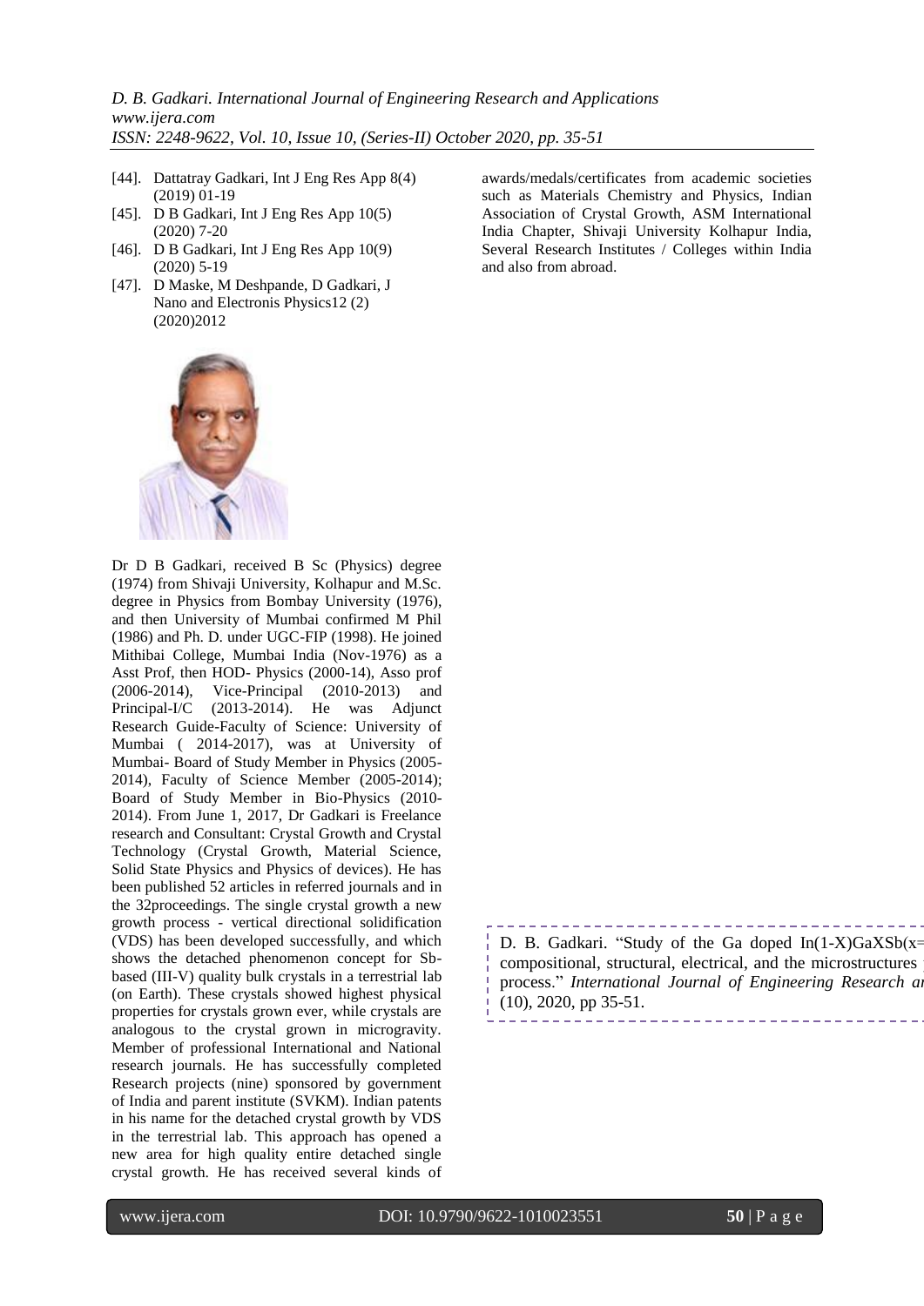- [44]. Dattatray Gadkari, Int J Eng Res App 8(4) (2019) 01-19
- [45]. D B Gadkari, Int J Eng Res App 10(5) (2020) 7-20
- [46]. D B Gadkari, Int J Eng Res App 10(9) (2020) 5-19
- [47]. D Maske, M Deshpande, D Gadkari, J Nano and Electronis Physics12 (2) (2020)2012

Dr D B Gadkari, received B Sc (Physics) degree (1974) from Shivaji University, Kolhapur and M.Sc. degree in Physics from Bombay University (1976), and then University of Mumbai confirmed M Phil (1986) and Ph. D. under UGC-FIP (1998). He joined Mithibai College, Mumbai India (Nov-1976) as a Asst Prof, then HOD- Physics (2000-14), Asso prof (2006-2014), Vice-Principal (2010-2013) and Principal-I/C (2013-2014). He was Adjunct Research Guide-Faculty of Science: University of Mumbai ( 2014-2017), was at University of Mumbai- Board of Study Member in Physics (2005-2014), Faculty of Science Member (2005-2014); Board of Study Member in Bio-Physics (2010-2014). From June 1, 2017, Dr Gadkari is Freelance research and Consultant: Crystal Growth and Crystal Technology (Crystal Growth, Material Science, Solid State Physics and Physics of devices). He has been published 52 articles in referred journals and in the 32proceedings. The single crystal growth a new growth process - vertical directional solidification (VDS) has been developed successfully, and which shows the detached phenomenon concept for Sb-based (III-V) quality bulk crystals in a terrestrial lab (on Earth). These crystals showed highest physical properties for crystals grown ever, while crystals are analogous to the crystal grown in microgravity. Member of professional International and National research journals. He has successfully completed Research projects (nine) sponsored by government of India and parent institute (SVKM). Indian patents in his name for the detached crystal growth by VDS in the terrestrial lab. This approach has opened a new area for high quality entire detached single crystal growth. He has received several kinds of awards/medals/certificates from academic societies such as Materials Chemistry and Physics, Indian Association of Crystal Growth, ASM International India Chapter, Shivaji University Kolhapur India, Several Research Institutes / Colleges within India and also from abroad.

D. B. Gadkari. "Study of the Ga doped In(1-X)GaXSb(x= compositional, structural, electrical, and the microstructures process." *International Journal of Engineering Research a* (10), 2020, pp 35-51.